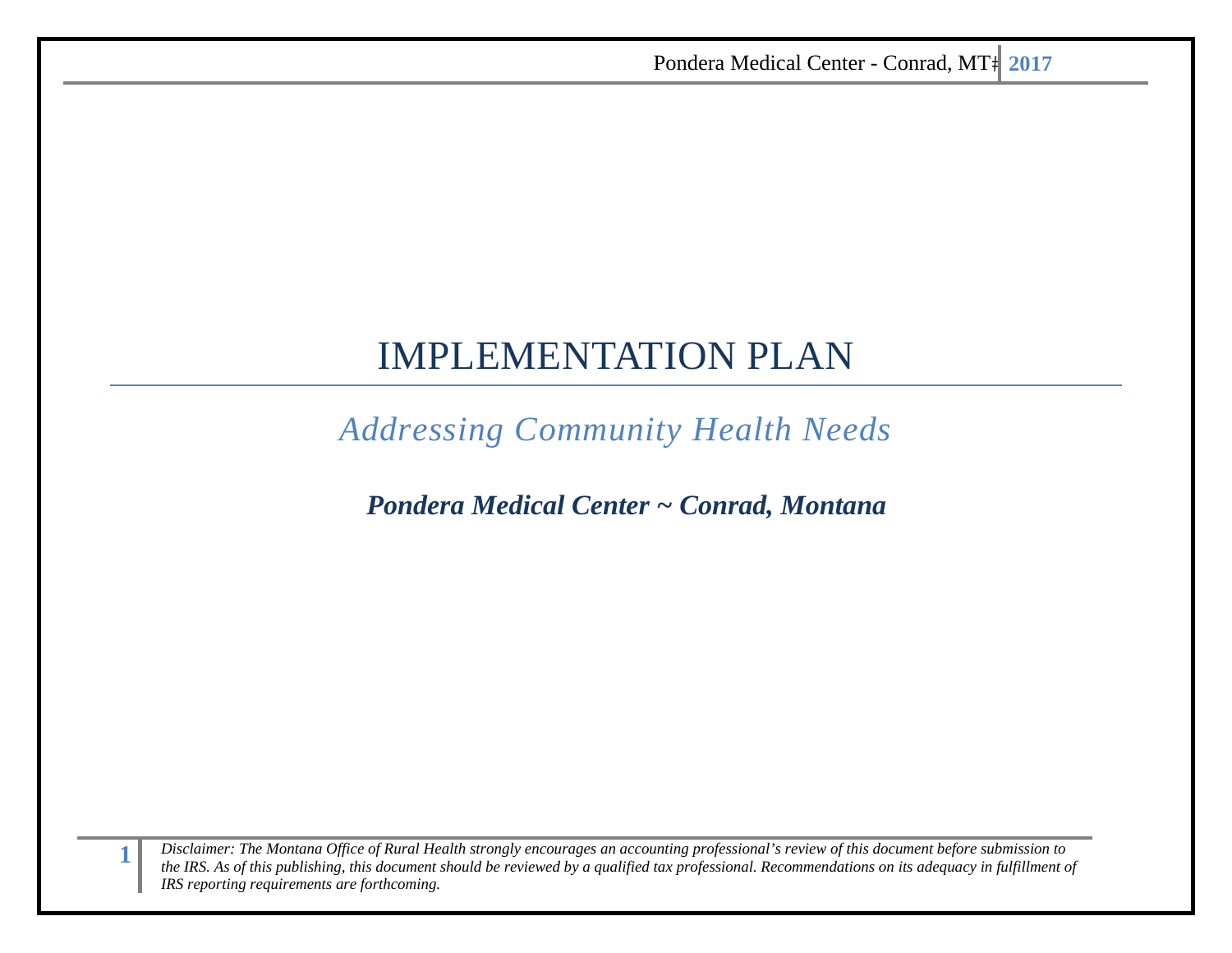# IMPLEMENTATION PLAN

## *Addressing Community Health Needs*

***Pondera Medical Center ~ Conrad, Montana***

*Disclaimer: The Montana Office of Rural Health strongly encourages an accounting professional's review of this document before submission to the IRS. As of this publishing, this document should be reviewed by a qualified tax professional. Recommendations on its adequacy in fulfillment of IRS reporting requirements are forthcoming.*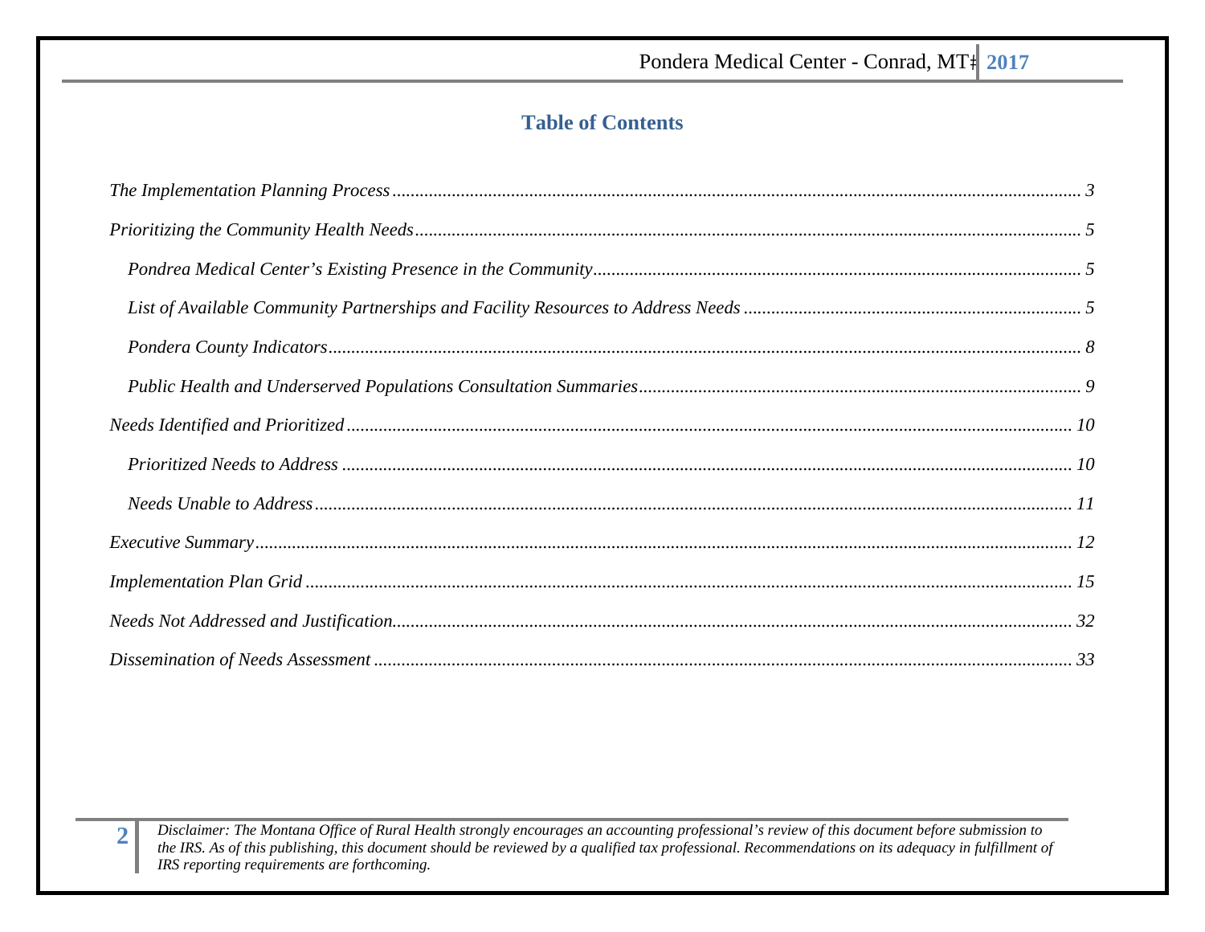## Table of Contents

*The Implementation Planning Process* ... 3

*Prioritizing the Community Health Needs* ... 5

- *Pondrea Medical Center's Existing Presence in the Community* ... 5
- *List of Available Community Partnerships and Facility Resources to Address Needs* ... 5
- *Pondera County Indicators* ... 8
- *Public Health and Underserved Populations Consultation Summaries* ... 9

*Needs Identified and Prioritized* ... 10

- *Prioritized Needs to Address* ... 10
- *Needs Unable to Address* ... 11

*Executive Summary* ... 12

*Implementation Plan Grid* ... 15

*Needs Not Addressed and Justification* ... 32

*Dissemination of Needs Assessment* ... 33

*Disclaimer: The Montana Office of Rural Health strongly encourages an accounting professional's review of this document before submission to the IRS. As of this publishing, this document should be reviewed by a qualified tax professional. Recommendations on its adequacy in fulfillment of IRS reporting requirements are forthcoming.*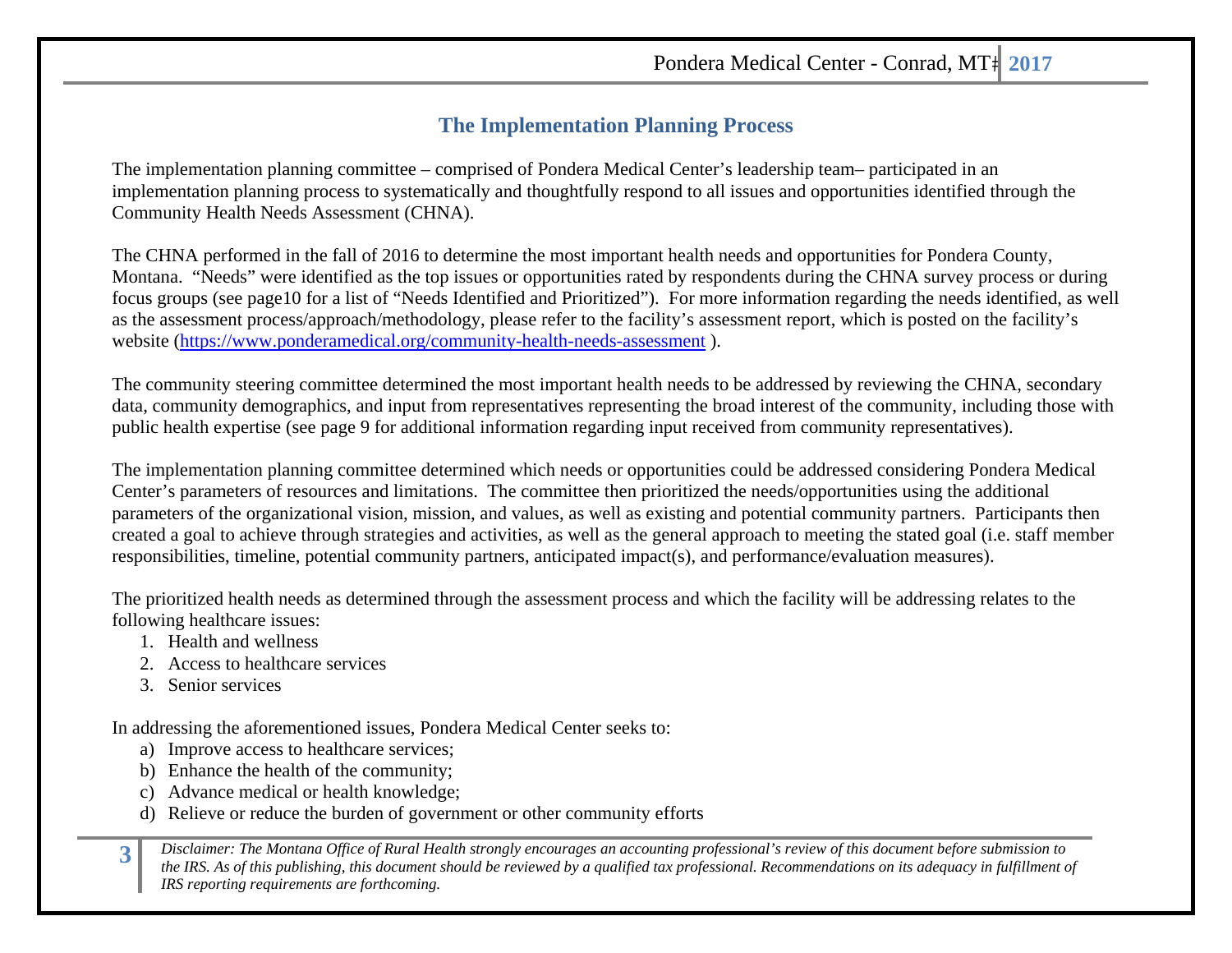## The Implementation Planning Process

The implementation planning committee – comprised of Pondera Medical Center's leadership team– participated in an implementation planning process to systematically and thoughtfully respond to all issues and opportunities identified through the Community Health Needs Assessment (CHNA).

The CHNA performed in the fall of 2016 to determine the most important health needs and opportunities for Pondera County, Montana. "Needs" were identified as the top issues or opportunities rated by respondents during the CHNA survey process or during focus groups (see page10 for a list of "Needs Identified and Prioritized"). For more information regarding the needs identified, as well as the assessment process/approach/methodology, please refer to the facility's assessment report, which is posted on the facility's website (https://www.ponderamedical.org/community-health-needs-assessment ).

The community steering committee determined the most important health needs to be addressed by reviewing the CHNA, secondary data, community demographics, and input from representatives representing the broad interest of the community, including those with public health expertise (see page 9 for additional information regarding input received from community representatives).

The implementation planning committee determined which needs or opportunities could be addressed considering Pondera Medical Center's parameters of resources and limitations. The committee then prioritized the needs/opportunities using the additional parameters of the organizational vision, mission, and values, as well as existing and potential community partners. Participants then created a goal to achieve through strategies and activities, as well as the general approach to meeting the stated goal (i.e. staff member responsibilities, timeline, potential community partners, anticipated impact(s), and performance/evaluation measures).

The prioritized health needs as determined through the assessment process and which the facility will be addressing relates to the following healthcare issues:

1. Health and wellness
2. Access to healthcare services
3. Senior services

In addressing the aforementioned issues, Pondera Medical Center seeks to:

a) Improve access to healthcare services;
b) Enhance the health of the community;
c) Advance medical or health knowledge;
d) Relieve or reduce the burden of government or other community efforts

*Disclaimer: The Montana Office of Rural Health strongly encourages an accounting professional's review of this document before submission to the IRS. As of this publishing, this document should be reviewed by a qualified tax professional. Recommendations on its adequacy in fulfillment of IRS reporting requirements are forthcoming.*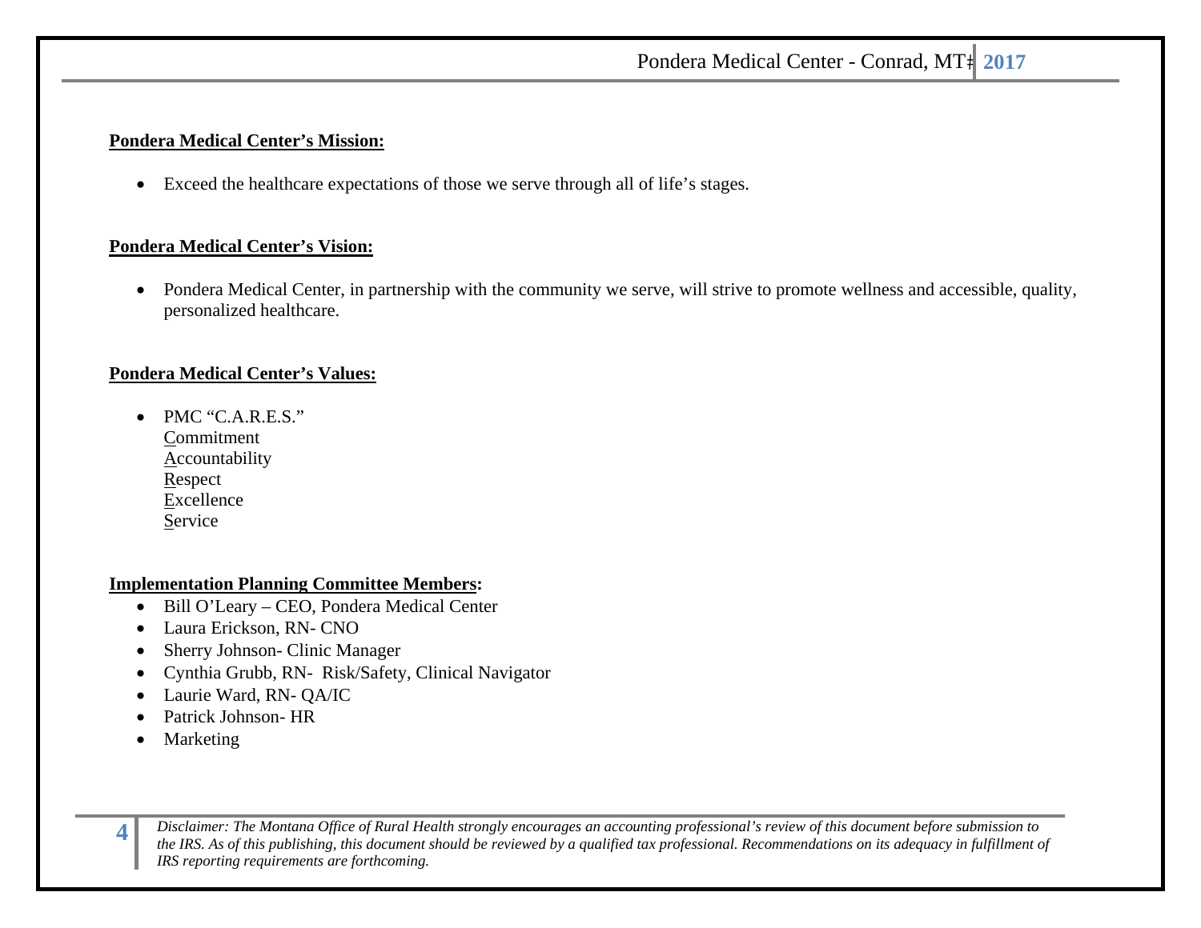**Pondera Medical Center's Mission:**

- Exceed the healthcare expectations of those we serve through all of life's stages.

**Pondera Medical Center's Vision:**

- Pondera Medical Center, in partnership with the community we serve, will strive to promote wellness and accessible, quality, personalized healthcare.

**Pondera Medical Center's Values:**

- PMC "C.A.R.E.S."
  Commitment
  Accountability
  Respect
  Excellence
  Service

**Implementation Planning Committee Members:**

- Bill O'Leary – CEO, Pondera Medical Center
- Laura Erickson, RN- CNO
- Sherry Johnson- Clinic Manager
- Cynthia Grubb, RN- Risk/Safety, Clinical Navigator
- Laurie Ward, RN- QA/IC
- Patrick Johnson- HR
- Marketing

*Disclaimer: The Montana Office of Rural Health strongly encourages an accounting professional's review of this document before submission to the IRS. As of this publishing, this document should be reviewed by a qualified tax professional. Recommendations on its adequacy in fulfillment of IRS reporting requirements are forthcoming.*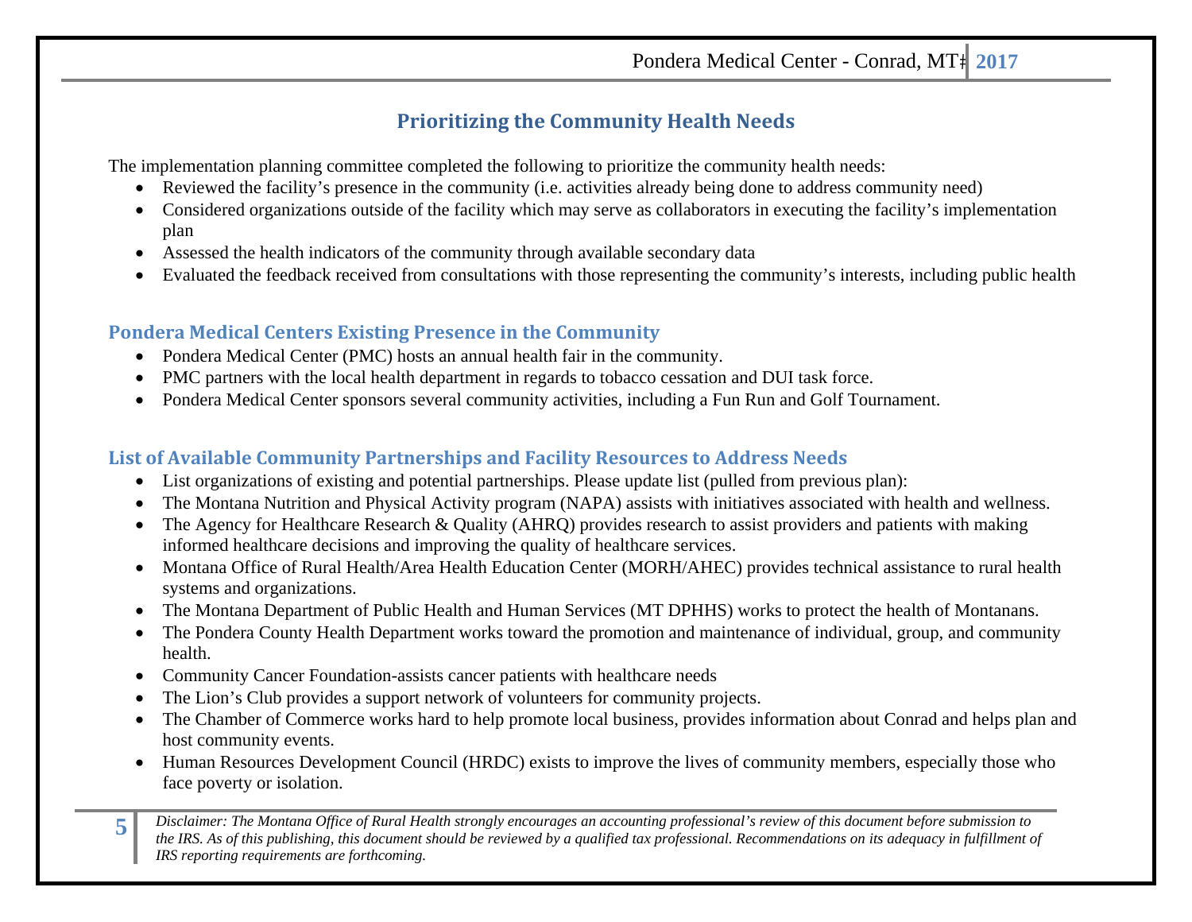## Prioritizing the Community Health Needs

The implementation planning committee completed the following to prioritize the community health needs:

- Reviewed the facility's presence in the community (i.e. activities already being done to address community need)
- Considered organizations outside of the facility which may serve as collaborators in executing the facility's implementation plan
- Assessed the health indicators of the community through available secondary data
- Evaluated the feedback received from consultations with those representing the community's interests, including public health

### Pondera Medical Centers Existing Presence in the Community

- Pondera Medical Center (PMC) hosts an annual health fair in the community.
- PMC partners with the local health department in regards to tobacco cessation and DUI task force.
- Pondera Medical Center sponsors several community activities, including a Fun Run and Golf Tournament.

### List of Available Community Partnerships and Facility Resources to Address Needs

- List organizations of existing and potential partnerships. Please update list (pulled from previous plan):
- The Montana Nutrition and Physical Activity program (NAPA) assists with initiatives associated with health and wellness.
- The Agency for Healthcare Research & Quality (AHRQ) provides research to assist providers and patients with making informed healthcare decisions and improving the quality of healthcare services.
- Montana Office of Rural Health/Area Health Education Center (MORH/AHEC) provides technical assistance to rural health systems and organizations.
- The Montana Department of Public Health and Human Services (MT DPHHS) works to protect the health of Montanans.
- The Pondera County Health Department works toward the promotion and maintenance of individual, group, and community health.
- Community Cancer Foundation-assists cancer patients with healthcare needs
- The Lion's Club provides a support network of volunteers for community projects.
- The Chamber of Commerce works hard to help promote local business, provides information about Conrad and helps plan and host community events.
- Human Resources Development Council (HRDC) exists to improve the lives of community members, especially those who face poverty or isolation.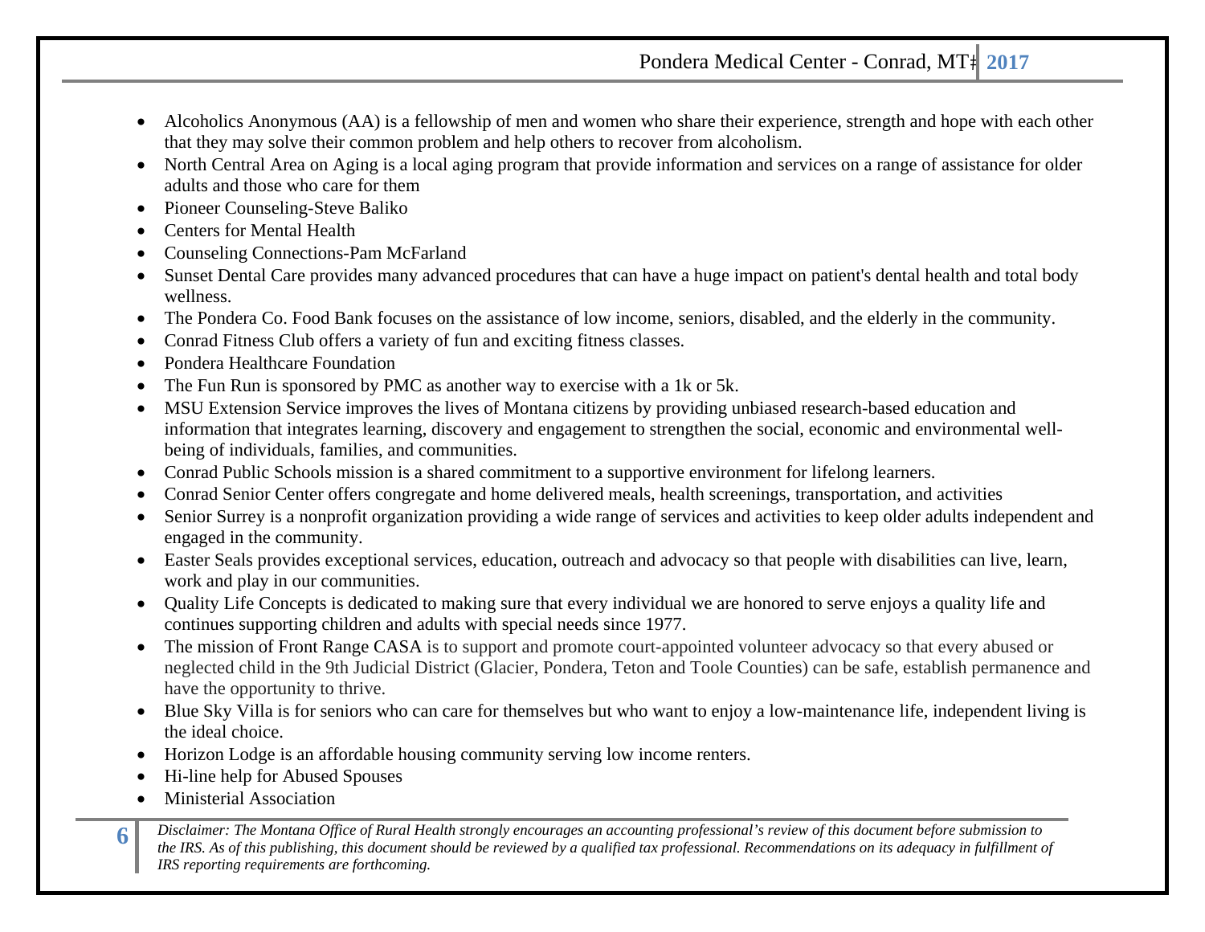- Alcoholics Anonymous (AA) is a fellowship of men and women who share their experience, strength and hope with each other that they may solve their common problem and help others to recover from alcoholism.
- North Central Area on Aging is a local aging program that provide information and services on a range of assistance for older adults and those who care for them
- Pioneer Counseling-Steve Baliko
- Centers for Mental Health
- Counseling Connections-Pam McFarland
- Sunset Dental Care provides many advanced procedures that can have a huge impact on patient's dental health and total body wellness.
- The Pondera Co. Food Bank focuses on the assistance of low income, seniors, disabled, and the elderly in the community.
- Conrad Fitness Club offers a variety of fun and exciting fitness classes.
- Pondera Healthcare Foundation
- The Fun Run is sponsored by PMC as another way to exercise with a 1k or 5k.
- MSU Extension Service improves the lives of Montana citizens by providing unbiased research-based education and information that integrates learning, discovery and engagement to strengthen the social, economic and environmental well-being of individuals, families, and communities.
- Conrad Public Schools mission is a shared commitment to a supportive environment for lifelong learners.
- Conrad Senior Center offers congregate and home delivered meals, health screenings, transportation, and activities
- Senior Surrey is a nonprofit organization providing a wide range of services and activities to keep older adults independent and engaged in the community.
- Easter Seals provides exceptional services, education, outreach and advocacy so that people with disabilities can live, learn, work and play in our communities.
- Quality Life Concepts is dedicated to making sure that every individual we are honored to serve enjoys a quality life and continues supporting children and adults with special needs since 1977.
- The mission of Front Range CASA is to support and promote court-appointed volunteer advocacy so that every abused or neglected child in the 9th Judicial District (Glacier, Pondera, Teton and Toole Counties) can be safe, establish permanence and have the opportunity to thrive.
- Blue Sky Villa is for seniors who can care for themselves but who want to enjoy a low-maintenance life, independent living is the ideal choice.
- Horizon Lodge is an affordable housing community serving low income renters.
- Hi-line help for Abused Spouses
- Ministerial Association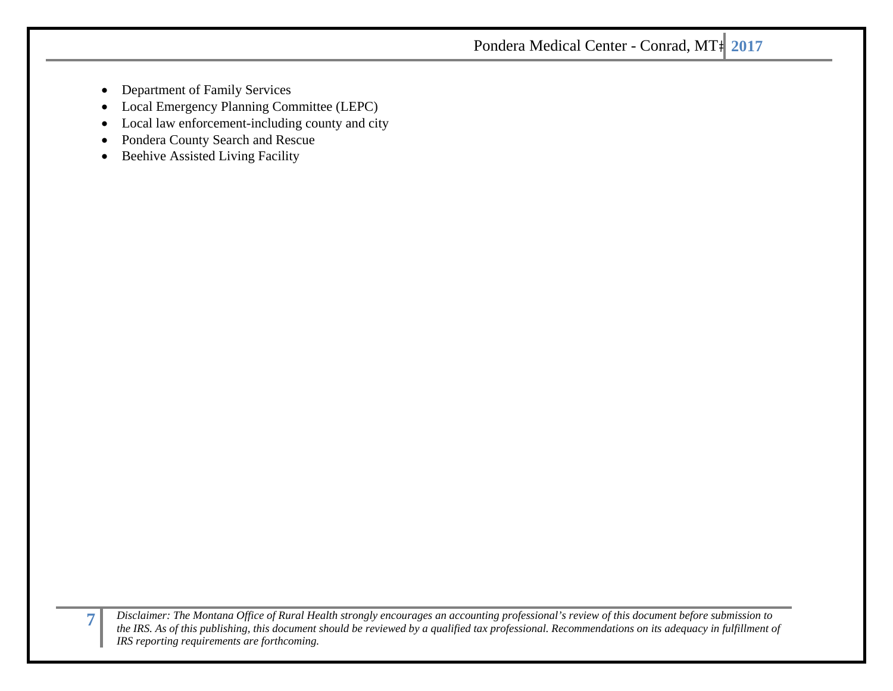- Department of Family Services
- Local Emergency Planning Committee (LEPC)
- Local law enforcement-including county and city
- Pondera County Search and Rescue
- Beehive Assisted Living Facility

*Disclaimer: The Montana Office of Rural Health strongly encourages an accounting professional's review of this document before submission to the IRS. As of this publishing, this document should be reviewed by a qualified tax professional. Recommendations on its adequacy in fulfillment of IRS reporting requirements are forthcoming.*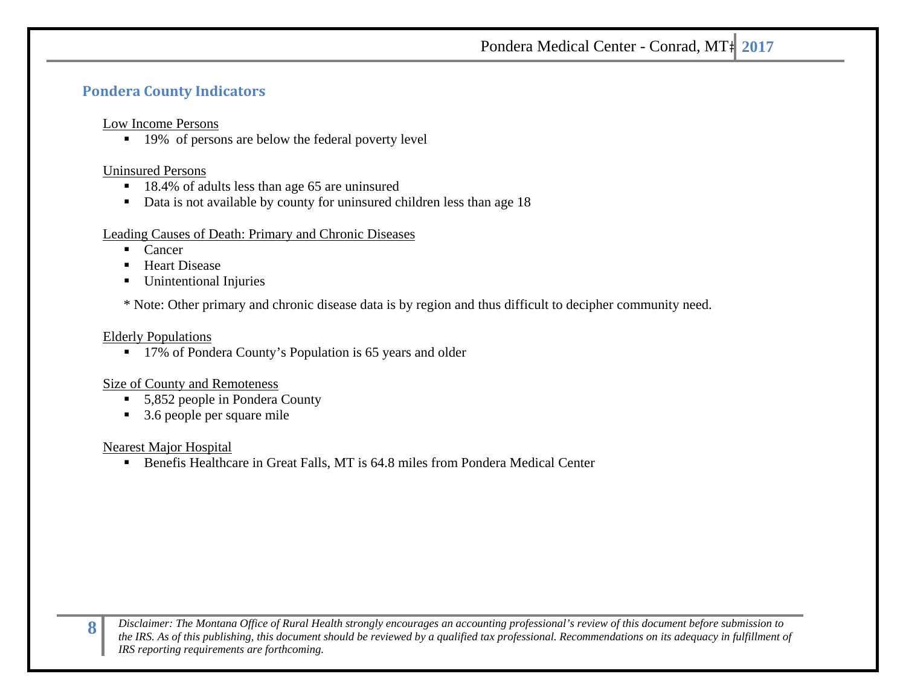## Pondera County Indicators

Low Income Persons

- 19% of persons are below the federal poverty level

Uninsured Persons

- 18.4% of adults less than age 65 are uninsured
- Data is not available by county for uninsured children less than age 18

Leading Causes of Death: Primary and Chronic Diseases

- Cancer
- Heart Disease
- Unintentional Injuries

* Note: Other primary and chronic disease data is by region and thus difficult to decipher community need.

Elderly Populations

- 17% of Pondera County's Population is 65 years and older

Size of County and Remoteness

- 5,852 people in Pondera County
- 3.6 people per square mile

Nearest Major Hospital

- Benefis Healthcare in Great Falls, MT is 64.8 miles from Pondera Medical Center

*Disclaimer: The Montana Office of Rural Health strongly encourages an accounting professional's review of this document before submission to the IRS. As of this publishing, this document should be reviewed by a qualified tax professional. Recommendations on its adequacy in fulfillment of IRS reporting requirements are forthcoming.*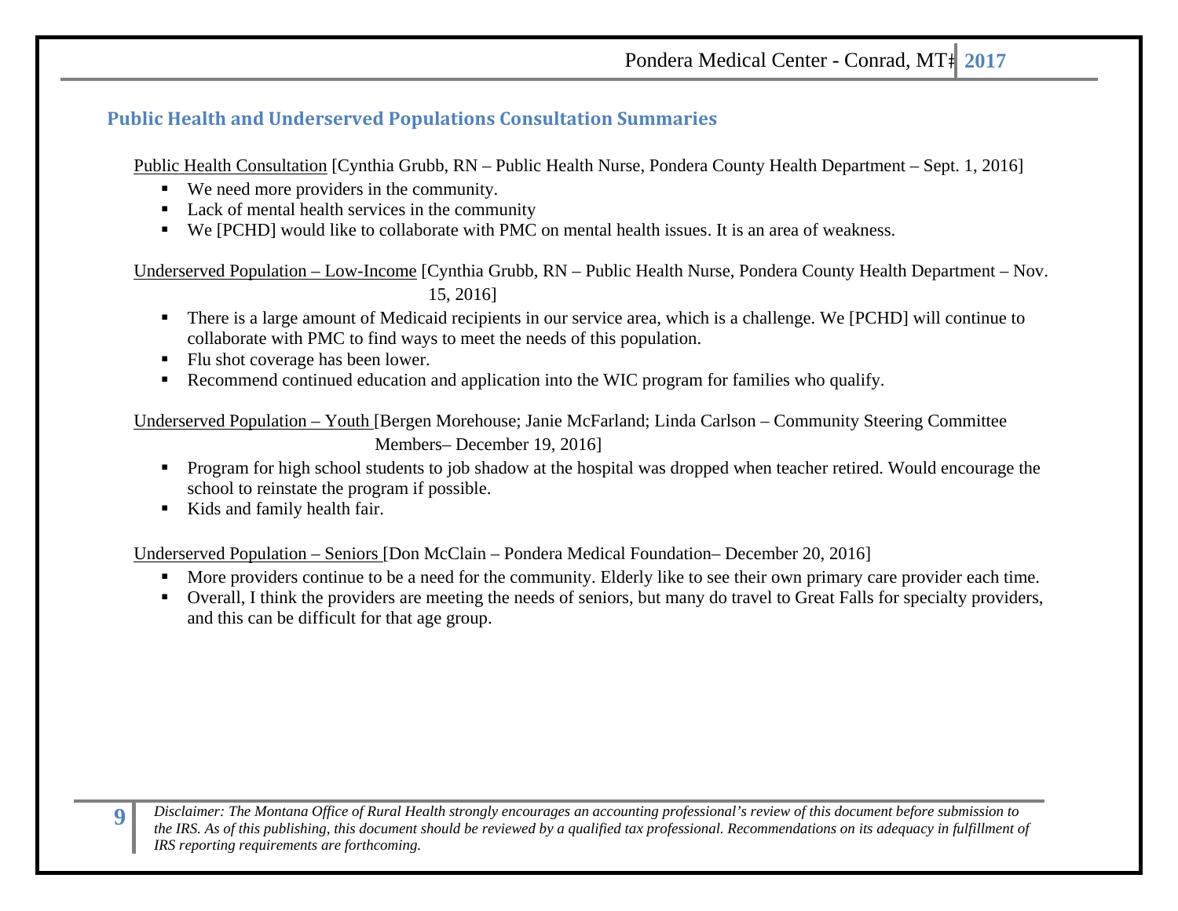## Public Health and Underserved Populations Consultation Summaries

Public Health Consultation [Cynthia Grubb, RN – Public Health Nurse, Pondera County Health Department – Sept. 1, 2016]

- We need more providers in the community.
- Lack of mental health services in the community
- We [PCHD] would like to collaborate with PMC on mental health issues. It is an area of weakness.

Underserved Population – Low-Income [Cynthia Grubb, RN – Public Health Nurse, Pondera County Health Department – Nov. 15, 2016]

- There is a large amount of Medicaid recipients in our service area, which is a challenge. We [PCHD] will continue to collaborate with PMC to find ways to meet the needs of this population.
- Flu shot coverage has been lower.
- Recommend continued education and application into the WIC program for families who qualify.

Underserved Population – Youth [Bergen Morehouse; Janie McFarland; Linda Carlson – Community Steering Committee Members– December 19, 2016]

- Program for high school students to job shadow at the hospital was dropped when teacher retired. Would encourage the school to reinstate the program if possible.
- Kids and family health fair.

Underserved Population – Seniors [Don McClain – Pondera Medical Foundation– December 20, 2016]

- More providers continue to be a need for the community. Elderly like to see their own primary care provider each time.
- Overall, I think the providers are meeting the needs of seniors, but many do travel to Great Falls for specialty providers, and this can be difficult for that age group.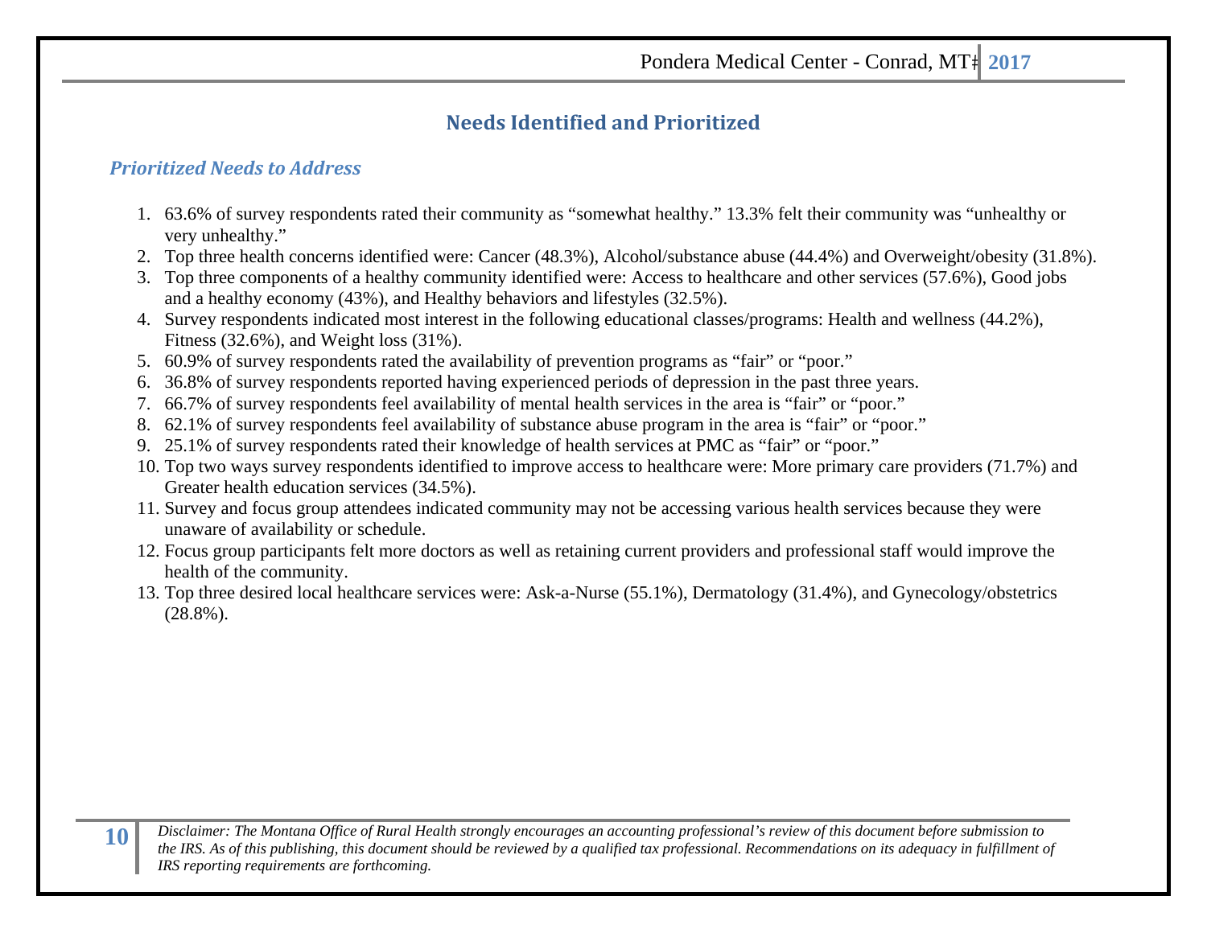## Needs Identified and Prioritized

### *Prioritized Needs to Address*

1. 63.6% of survey respondents rated their community as "somewhat healthy." 13.3% felt their community was "unhealthy or very unhealthy."
2. Top three health concerns identified were: Cancer (48.3%), Alcohol/substance abuse (44.4%) and Overweight/obesity (31.8%).
3. Top three components of a healthy community identified were: Access to healthcare and other services (57.6%), Good jobs and a healthy economy (43%), and Healthy behaviors and lifestyles (32.5%).
4. Survey respondents indicated most interest in the following educational classes/programs: Health and wellness (44.2%), Fitness (32.6%), and Weight loss (31%).
5. 60.9% of survey respondents rated the availability of prevention programs as "fair" or "poor."
6. 36.8% of survey respondents reported having experienced periods of depression in the past three years.
7. 66.7% of survey respondents feel availability of mental health services in the area is "fair" or "poor."
8. 62.1% of survey respondents feel availability of substance abuse program in the area is "fair" or "poor."
9. 25.1% of survey respondents rated their knowledge of health services at PMC as "fair" or "poor."
10. Top two ways survey respondents identified to improve access to healthcare were: More primary care providers (71.7%) and Greater health education services (34.5%).
11. Survey and focus group attendees indicated community may not be accessing various health services because they were unaware of availability or schedule.
12. Focus group participants felt more doctors as well as retaining current providers and professional staff would improve the health of the community.
13. Top three desired local healthcare services were: Ask-a-Nurse (55.1%), Dermatology (31.4%), and Gynecology/obstetrics (28.8%).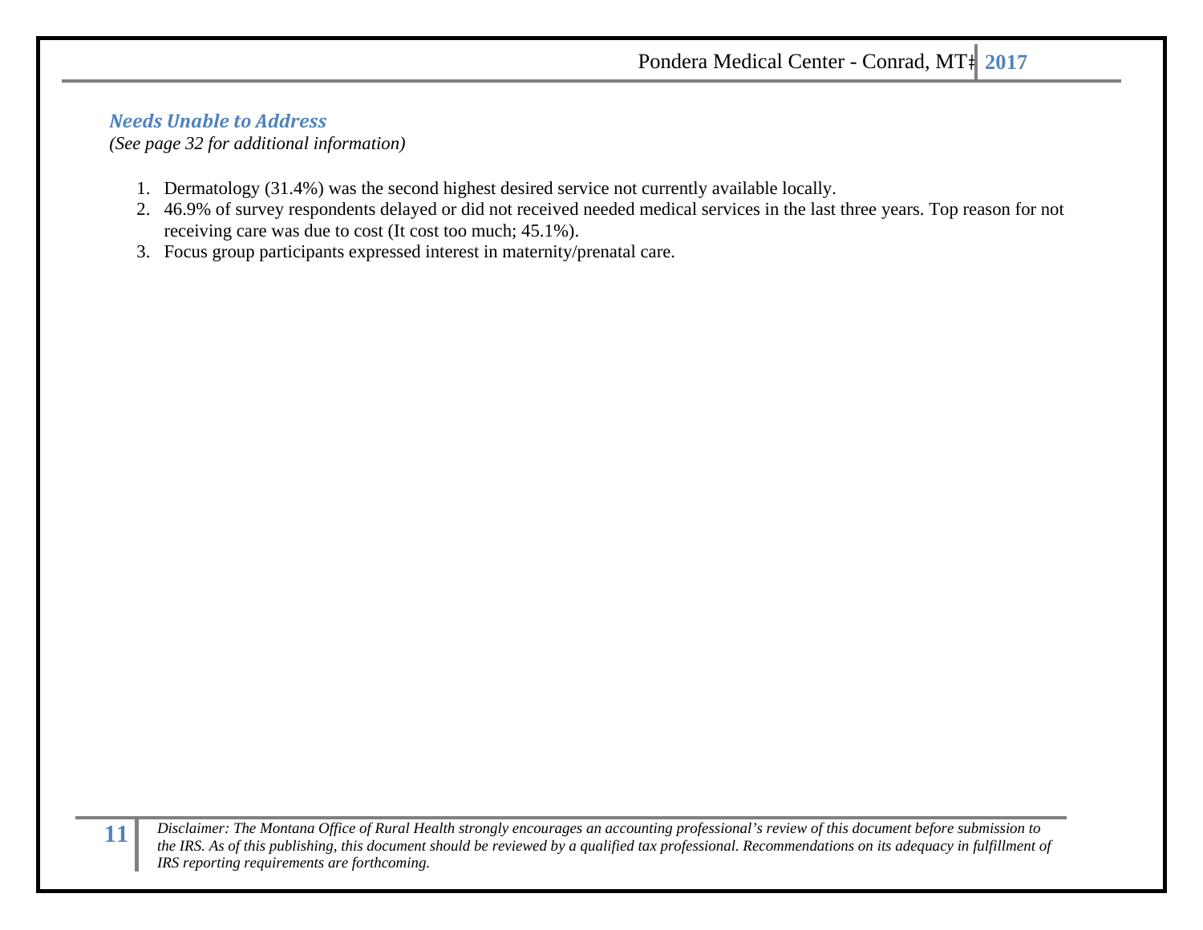### *Needs Unable to Address*

*(See page 32 for additional information)*

1. Dermatology (31.4%) was the second highest desired service not currently available locally.
2. 46.9% of survey respondents delayed or did not received needed medical services in the last three years. Top reason for not receiving care was due to cost (It cost too much; 45.1%).
3. Focus group participants expressed interest in maternity/prenatal care.

*Disclaimer: The Montana Office of Rural Health strongly encourages an accounting professional's review of this document before submission to the IRS. As of this publishing, this document should be reviewed by a qualified tax professional. Recommendations on its adequacy in fulfillment of IRS reporting requirements are forthcoming.*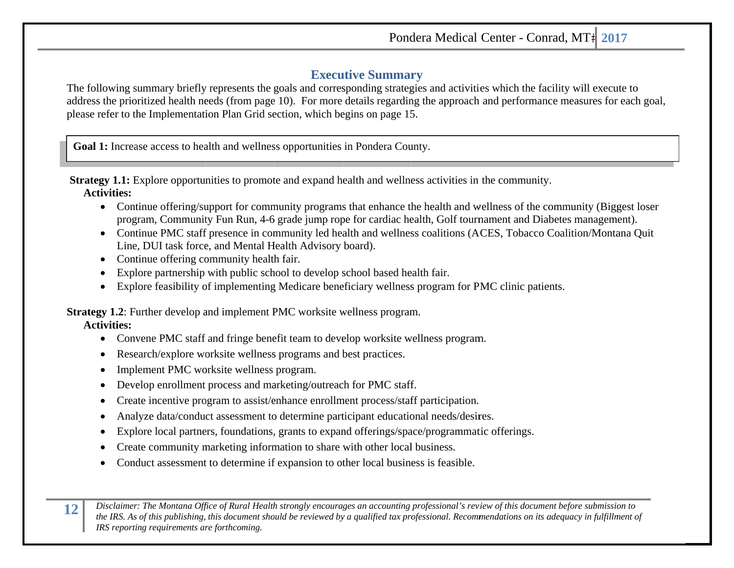## Executive Summary

The following summary briefly represents the goals and corresponding strategies and activities which the facility will execute to address the prioritized health needs (from page 10). For more details regarding the approach and performance measures for each goal, please refer to the Implementation Plan Grid section, which begins on page 15.

**Goal 1:** Increase access to health and wellness opportunities in Pondera County.

**Strategy 1.1:** Explore opportunities to promote and expand health and wellness activities in the community.

**Activities:**

- Continue offering/support for community programs that enhance the health and wellness of the community (Biggest loser program, Community Fun Run, 4-6 grade jump rope for cardiac health, Golf tournament and Diabetes management).
- Continue PMC staff presence in community led health and wellness coalitions (ACES, Tobacco Coalition/Montana Quit Line, DUI task force, and Mental Health Advisory board).
- Continue offering community health fair.
- Explore partnership with public school to develop school based health fair.
- Explore feasibility of implementing Medicare beneficiary wellness program for PMC clinic patients.

**Strategy 1.2**: Further develop and implement PMC worksite wellness program.

**Activities:**

- Convene PMC staff and fringe benefit team to develop worksite wellness program.
- Research/explore worksite wellness programs and best practices.
- Implement PMC worksite wellness program.
- Develop enrollment process and marketing/outreach for PMC staff.
- Create incentive program to assist/enhance enrollment process/staff participation.
- Analyze data/conduct assessment to determine participant educational needs/desires.
- Explore local partners, foundations, grants to expand offerings/space/programmatic offerings.
- Create community marketing information to share with other local business.
- Conduct assessment to determine if expansion to other local business is feasible.

*Disclaimer: The Montana Office of Rural Health strongly encourages an accounting professional's review of this document before submission to the IRS. As of this publishing, this document should be reviewed by a qualified tax professional. Recommendations on its adequacy in fulfillment of IRS reporting requirements are forthcoming.*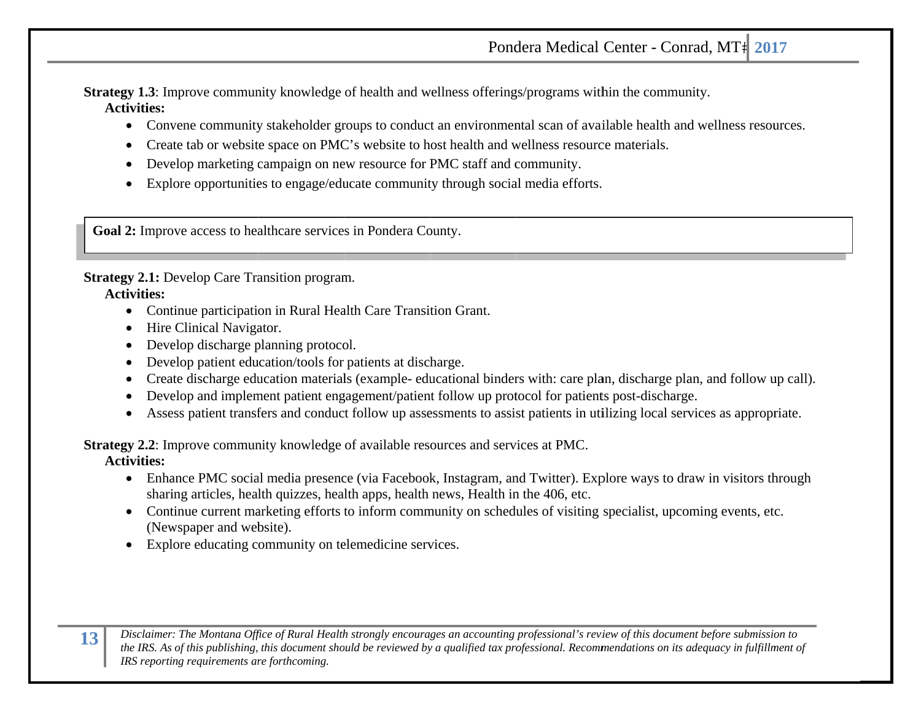**Strategy 1.3**: Improve community knowledge of health and wellness offerings/programs within the community.

**Activities:**

- Convene community stakeholder groups to conduct an environmental scan of available health and wellness resources.
- Create tab or website space on PMC's website to host health and wellness resource materials.
- Develop marketing campaign on new resource for PMC staff and community.
- Explore opportunities to engage/educate community through social media efforts.

**Goal 2:** Improve access to healthcare services in Pondera County.

**Strategy 2.1:** Develop Care Transition program.

**Activities:**

- Continue participation in Rural Health Care Transition Grant.
- Hire Clinical Navigator.
- Develop discharge planning protocol.
- Develop patient education/tools for patients at discharge.
- Create discharge education materials (example- educational binders with: care plan, discharge plan, and follow up call).
- Develop and implement patient engagement/patient follow up protocol for patients post-discharge.
- Assess patient transfers and conduct follow up assessments to assist patients in utilizing local services as appropriate.

**Strategy 2.2**: Improve community knowledge of available resources and services at PMC.

**Activities:**

- Enhance PMC social media presence (via Facebook, Instagram, and Twitter). Explore ways to draw in visitors through sharing articles, health quizzes, health apps, health news, Health in the 406, etc.
- Continue current marketing efforts to inform community on schedules of visiting specialist, upcoming events, etc. (Newspaper and website).
- Explore educating community on telemedicine services.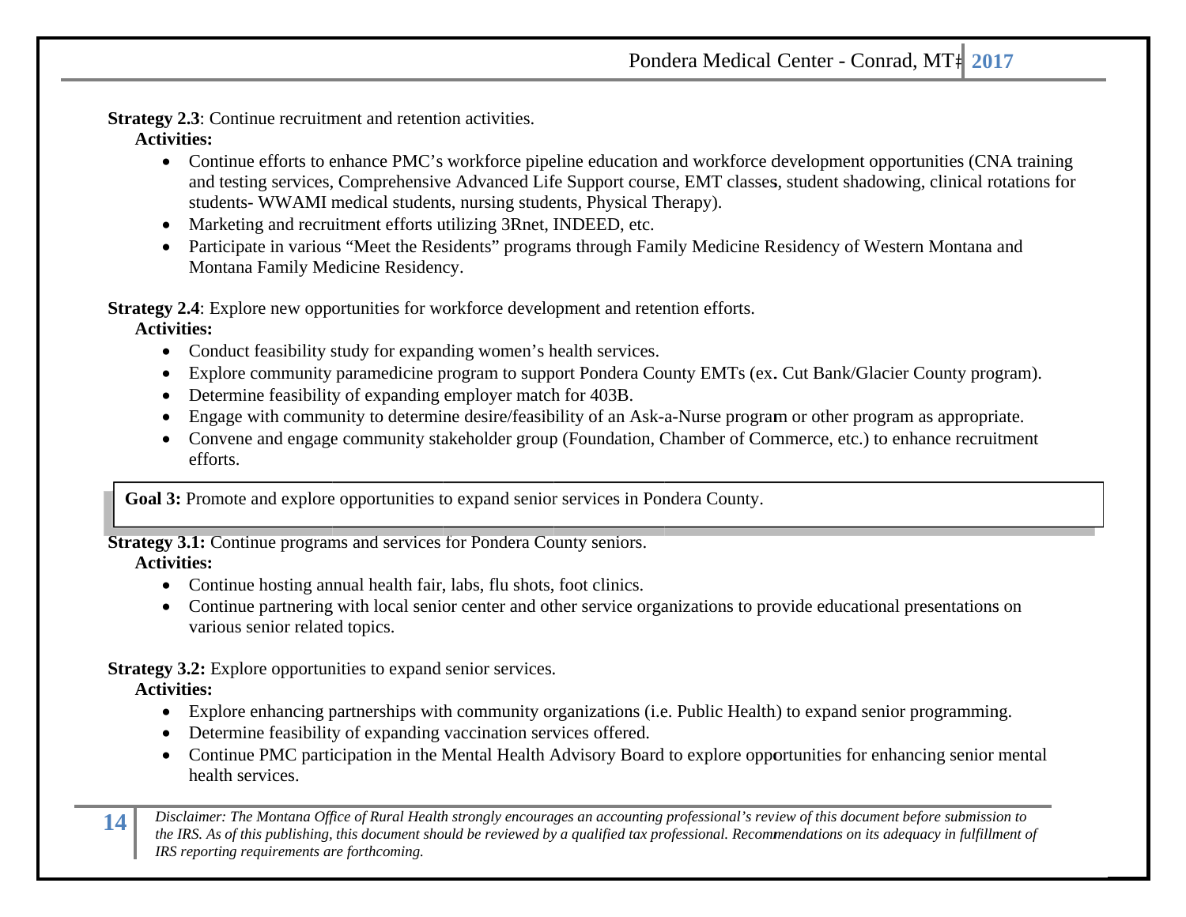**Strategy 2.3**: Continue recruitment and retention activities.

**Activities:**

- Continue efforts to enhance PMC's workforce pipeline education and workforce development opportunities (CNA training and testing services, Comprehensive Advanced Life Support course, EMT classes, student shadowing, clinical rotations for students- WWAMI medical students, nursing students, Physical Therapy).
- Marketing and recruitment efforts utilizing 3Rnet, INDEED, etc.
- Participate in various "Meet the Residents" programs through Family Medicine Residency of Western Montana and Montana Family Medicine Residency.

**Strategy 2.4**: Explore new opportunities for workforce development and retention efforts.

**Activities:**

- Conduct feasibility study for expanding women's health services.
- Explore community paramedicine program to support Pondera County EMTs (ex. Cut Bank/Glacier County program).
- Determine feasibility of expanding employer match for 403B.
- Engage with community to determine desire/feasibility of an Ask-a-Nurse program or other program as appropriate.
- Convene and engage community stakeholder group (Foundation, Chamber of Commerce, etc.) to enhance recruitment efforts.

**Goal 3:** Promote and explore opportunities to expand senior services in Pondera County.

**Strategy 3.1:** Continue programs and services for Pondera County seniors.

**Activities:**

- Continue hosting annual health fair, labs, flu shots, foot clinics.
- Continue partnering with local senior center and other service organizations to provide educational presentations on various senior related topics.

**Strategy 3.2:** Explore opportunities to expand senior services.

**Activities:**

- Explore enhancing partnerships with community organizations (i.e. Public Health) to expand senior programming.
- Determine feasibility of expanding vaccination services offered.
- Continue PMC participation in the Mental Health Advisory Board to explore opportunities for enhancing senior mental health services.

*Disclaimer: The Montana Office of Rural Health strongly encourages an accounting professional's review of this document before submission to the IRS. As of this publishing, this document should be reviewed by a qualified tax professional. Recommendations on its adequacy in fulfillment of IRS reporting requirements are forthcoming.*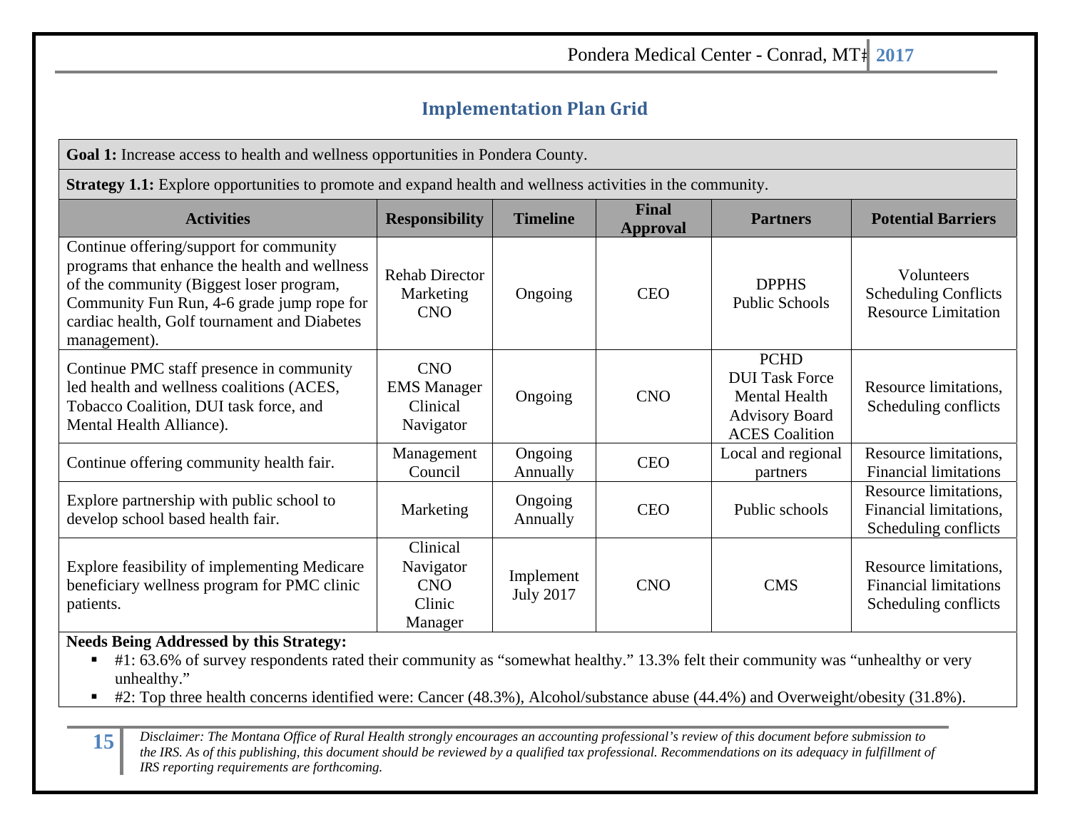## Implementation Plan Grid

**Goal 1:** Increase access to health and wellness opportunities in Pondera County.

**Strategy 1.1:** Explore opportunities to promote and expand health and wellness activities in the community.

| Activities | Responsibility | Timeline | Final Approval | Partners | Potential Barriers |
|---|---|---|---|---|---|
| Continue offering/support for community programs that enhance the health and wellness of the community (Biggest loser program, Community Fun Run, 4-6 grade jump rope for cardiac health, Golf tournament and Diabetes management). | Rehab Director<br>Marketing<br>CNO | Ongoing | CEO | DPPHS<br>Public Schools | Volunteers<br>Scheduling Conflicts<br>Resource Limitation |
| Continue PMC staff presence in community led health and wellness coalitions (ACES, Tobacco Coalition, DUI task force, and Mental Health Alliance). | CNO<br>EMS Manager<br>Clinical Navigator | Ongoing | CNO | PCHD<br>DUI Task Force<br>Mental Health Advisory Board<br>ACES Coalition | Resource limitations, Scheduling conflicts |
| Continue offering community health fair. | Management Council | Ongoing Annually | CEO | Local and regional partners | Resource limitations, Financial limitations |
| Explore partnership with public school to develop school based health fair. | Marketing | Ongoing Annually | CEO | Public schools | Resource limitations, Financial limitations, Scheduling conflicts |
| Explore feasibility of implementing Medicare beneficiary wellness program for PMC clinic patients. | Clinical Navigator<br>CNO<br>Clinic Manager | Implement July 2017 | CNO | CMS | Resource limitations, Financial limitations<br>Scheduling conflicts |

**Needs Being Addressed by this Strategy:**

- #1: 63.6% of survey respondents rated their community as "somewhat healthy." 13.3% felt their community was "unhealthy or very unhealthy."
- #2: Top three health concerns identified were: Cancer (48.3%), Alcohol/substance abuse (44.4%) and Overweight/obesity (31.8%).

*Disclaimer: The Montana Office of Rural Health strongly encourages an accounting professional's review of this document before submission to the IRS. As of this publishing, this document should be reviewed by a qualified tax professional. Recommendations on its adequacy in fulfillment of IRS reporting requirements are forthcoming.*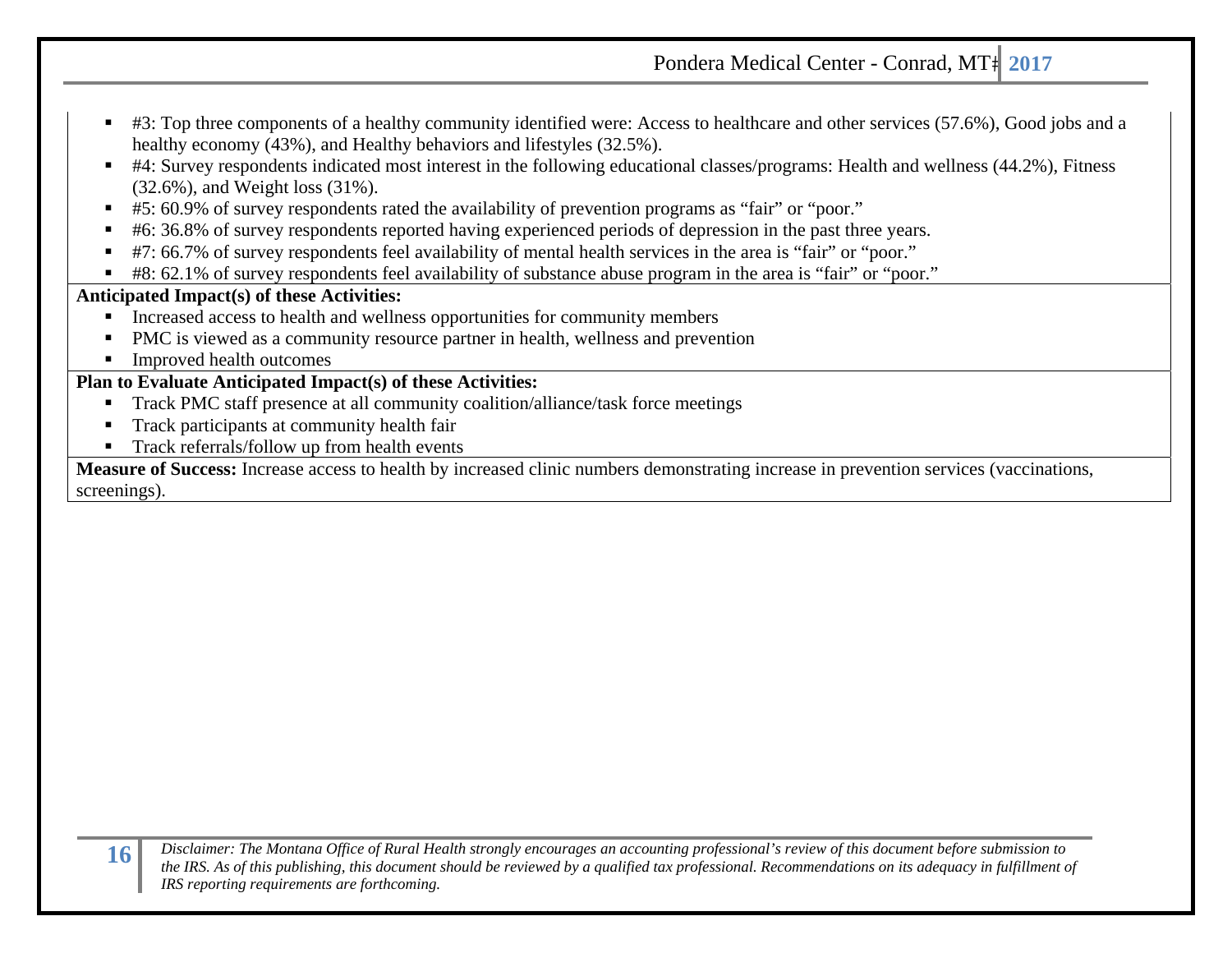- #3: Top three components of a healthy community identified were: Access to healthcare and other services (57.6%), Good jobs and a healthy economy (43%), and Healthy behaviors and lifestyles (32.5%).
- #4: Survey respondents indicated most interest in the following educational classes/programs: Health and wellness (44.2%), Fitness (32.6%), and Weight loss (31%).
- #5: 60.9% of survey respondents rated the availability of prevention programs as "fair" or "poor."
- #6: 36.8% of survey respondents reported having experienced periods of depression in the past three years.
- #7: 66.7% of survey respondents feel availability of mental health services in the area is "fair" or "poor."
- #8: 62.1% of survey respondents feel availability of substance abuse program in the area is "fair" or "poor."

**Anticipated Impact(s) of these Activities:**

- Increased access to health and wellness opportunities for community members
- PMC is viewed as a community resource partner in health, wellness and prevention
- Improved health outcomes

**Plan to Evaluate Anticipated Impact(s) of these Activities:**

- Track PMC staff presence at all community coalition/alliance/task force meetings
- Track participants at community health fair
- Track referrals/follow up from health events

**Measure of Success:** Increase access to health by increased clinic numbers demonstrating increase in prevention services (vaccinations, screenings).

*Disclaimer: The Montana Office of Rural Health strongly encourages an accounting professional's review of this document before submission to the IRS. As of this publishing, this document should be reviewed by a qualified tax professional. Recommendations on its adequacy in fulfillment of IRS reporting requirements are forthcoming.*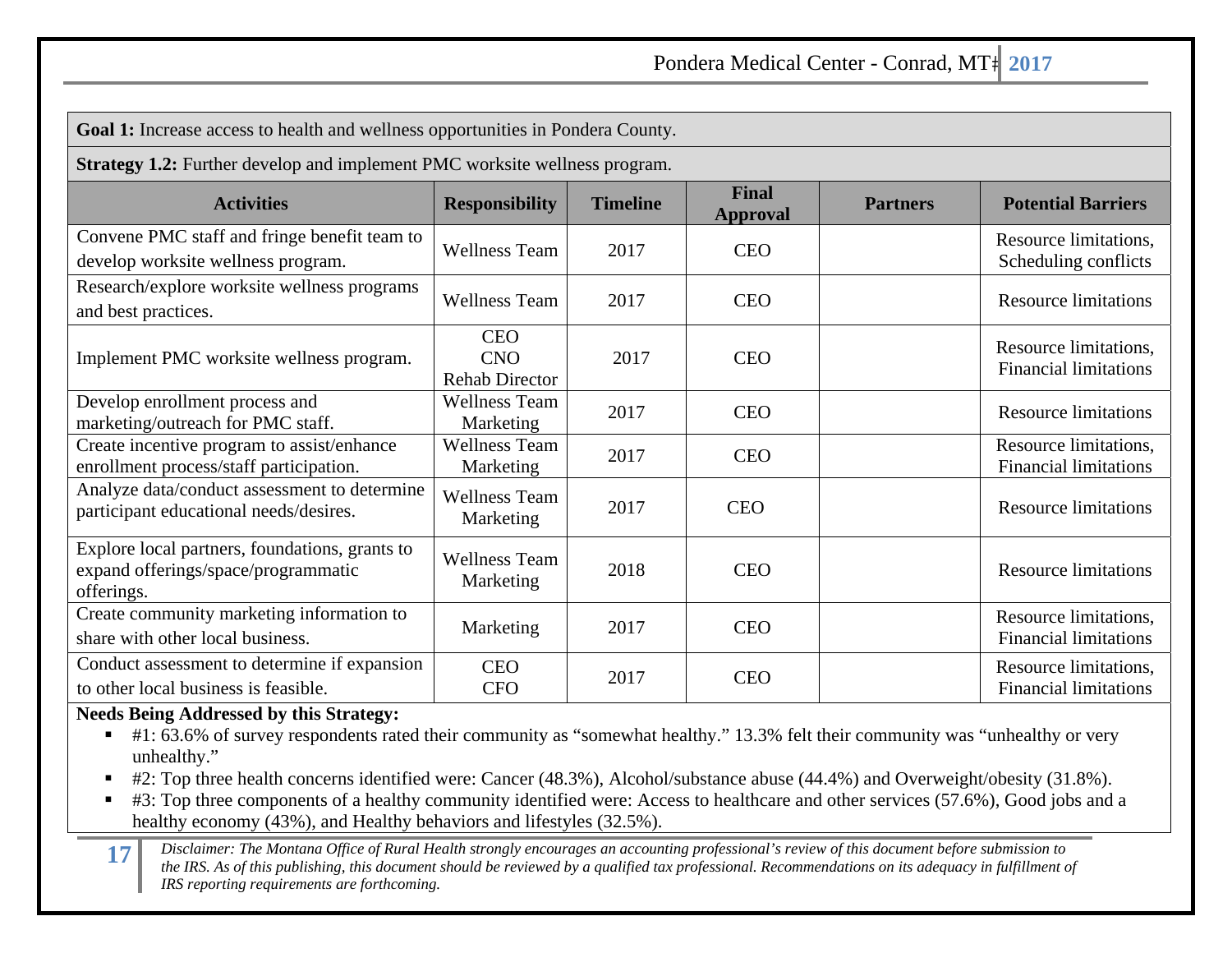**Goal 1:** Increase access to health and wellness opportunities in Pondera County.

**Strategy 1.2:** Further develop and implement PMC worksite wellness program.

| Activities | Responsibility | Timeline | Final Approval | Partners | Potential Barriers |
|---|---|---|---|---|---|
| Convene PMC staff and fringe benefit team to develop worksite wellness program. | Wellness Team | 2017 | CEO | | Resource limitations, Scheduling conflicts |
| Research/explore worksite wellness programs and best practices. | Wellness Team | 2017 | CEO | | Resource limitations |
| Implement PMC worksite wellness program. | CEO<br>CNO<br>Rehab Director | 2017 | CEO | | Resource limitations, Financial limitations |
| Develop enrollment process and marketing/outreach for PMC staff. | Wellness Team<br>Marketing | 2017 | CEO | | Resource limitations |
| Create incentive program to assist/enhance enrollment process/staff participation. | Wellness Team<br>Marketing | 2017 | CEO | | Resource limitations, Financial limitations |
| Analyze data/conduct assessment to determine participant educational needs/desires. | Wellness Team<br>Marketing | 2017 | CEO | | Resource limitations |
| Explore local partners, foundations, grants to expand offerings/space/programmatic offerings. | Wellness Team<br>Marketing | 2018 | CEO | | Resource limitations |
| Create community marketing information to share with other local business. | Marketing | 2017 | CEO | | Resource limitations, Financial limitations |
| Conduct assessment to determine if expansion to other local business is feasible. | CEO<br>CFO | 2017 | CEO | | Resource limitations, Financial limitations |

**Needs Being Addressed by this Strategy:**

- #1: 63.6% of survey respondents rated their community as "somewhat healthy." 13.3% felt their community was "unhealthy or very unhealthy."
- #2: Top three health concerns identified were: Cancer (48.3%), Alcohol/substance abuse (44.4%) and Overweight/obesity (31.8%).
- #3: Top three components of a healthy community identified were: Access to healthcare and other services (57.6%), Good jobs and a healthy economy (43%), and Healthy behaviors and lifestyles (32.5%).

*Disclaimer: The Montana Office of Rural Health strongly encourages an accounting professional's review of this document before submission to the IRS. As of this publishing, this document should be reviewed by a qualified tax professional. Recommendations on its adequacy in fulfillment of IRS reporting requirements are forthcoming.*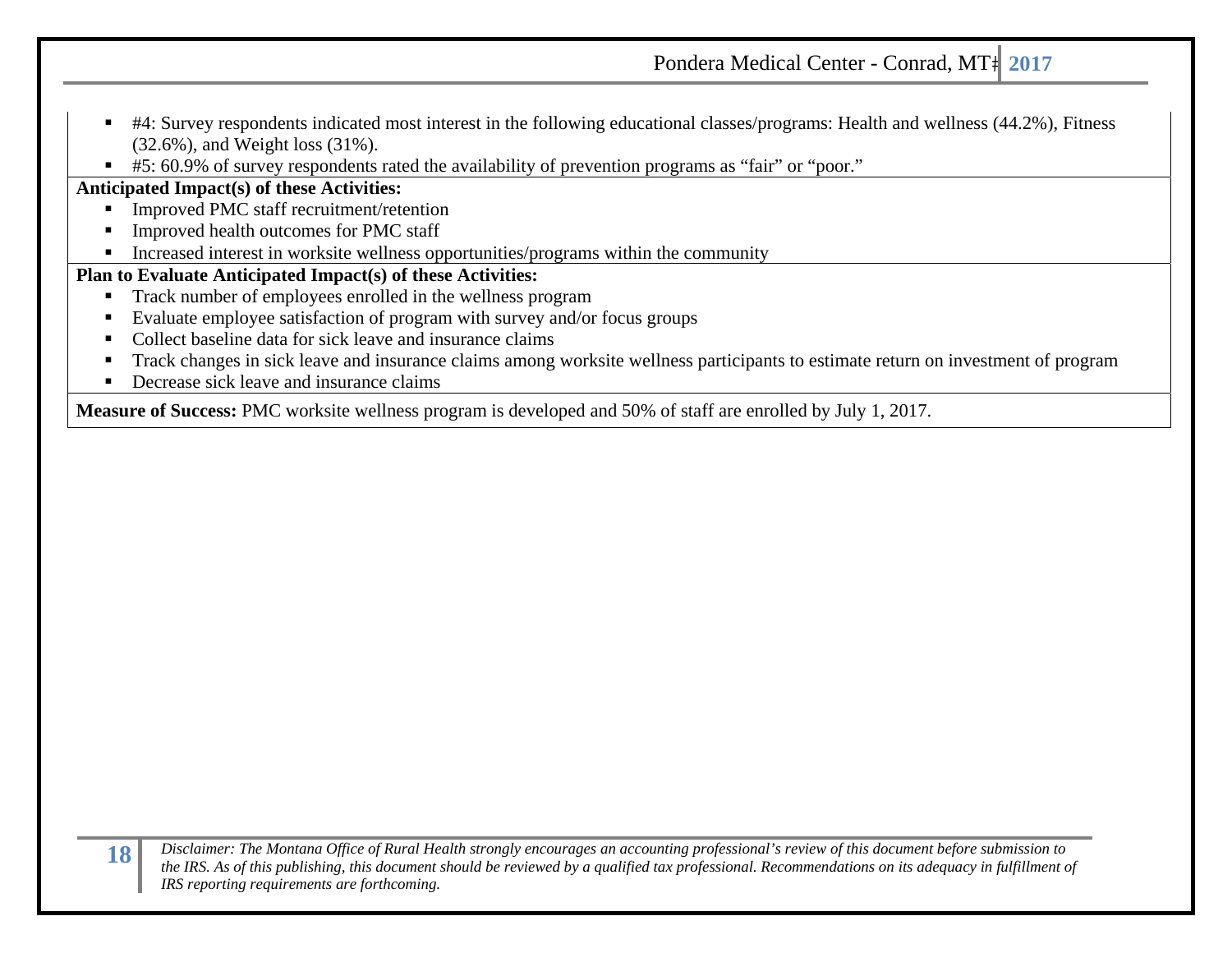- #4: Survey respondents indicated most interest in the following educational classes/programs: Health and wellness (44.2%), Fitness (32.6%), and Weight loss (31%).
- #5: 60.9% of survey respondents rated the availability of prevention programs as "fair" or "poor."

**Anticipated Impact(s) of these Activities:**

- Improved PMC staff recruitment/retention
- Improved health outcomes for PMC staff
- Increased interest in worksite wellness opportunities/programs within the community

**Plan to Evaluate Anticipated Impact(s) of these Activities:**

- Track number of employees enrolled in the wellness program
- Evaluate employee satisfaction of program with survey and/or focus groups
- Collect baseline data for sick leave and insurance claims
- Track changes in sick leave and insurance claims among worksite wellness participants to estimate return on investment of program
- Decrease sick leave and insurance claims

**Measure of Success:** PMC worksite wellness program is developed and 50% of staff are enrolled by July 1, 2017.

*Disclaimer: The Montana Office of Rural Health strongly encourages an accounting professional's review of this document before submission to the IRS. As of this publishing, this document should be reviewed by a qualified tax professional. Recommendations on its adequacy in fulfillment of IRS reporting requirements are forthcoming.*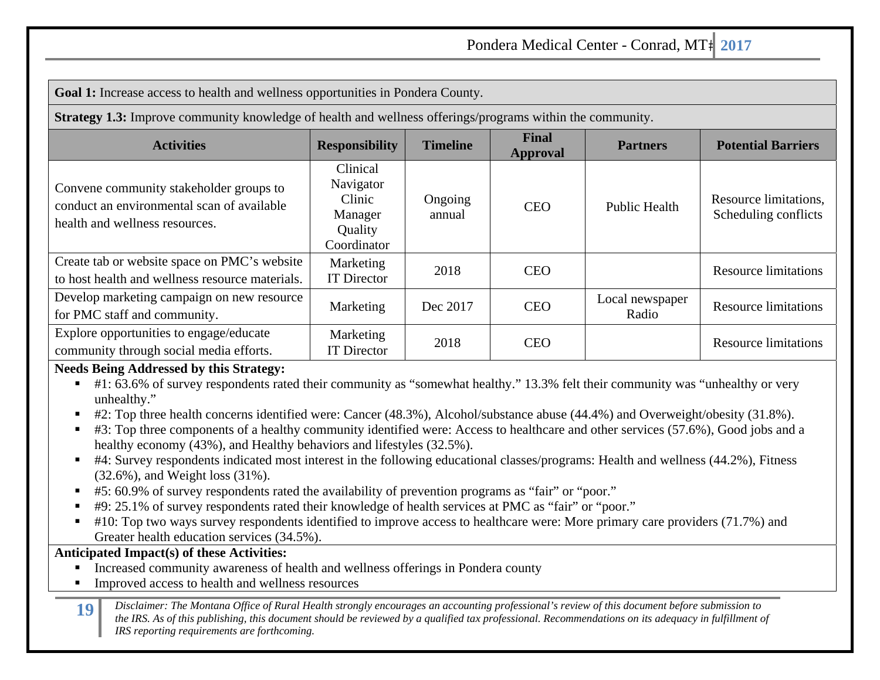**Goal 1:** Increase access to health and wellness opportunities in Pondera County.

**Strategy 1.3:** Improve community knowledge of health and wellness offerings/programs within the community.

| Activities | Responsibility | Timeline | Final Approval | Partners | Potential Barriers |
|---|---|---|---|---|---|
| Convene community stakeholder groups to conduct an environmental scan of available health and wellness resources. | Clinical Navigator<br>Clinic Manager<br>Quality Coordinator | Ongoing annual | CEO | Public Health | Resource limitations, Scheduling conflicts |
| Create tab or website space on PMC's website to host health and wellness resource materials. | Marketing<br>IT Director | 2018 | CEO | | Resource limitations |
| Develop marketing campaign on new resource for PMC staff and community. | Marketing | Dec 2017 | CEO | Local newspaper<br>Radio | Resource limitations |
| Explore opportunities to engage/educate community through social media efforts. | Marketing<br>IT Director | 2018 | CEO | | Resource limitations |

**Needs Being Addressed by this Strategy:**

- #1: 63.6% of survey respondents rated their community as "somewhat healthy." 13.3% felt their community was "unhealthy or very unhealthy."
- #2: Top three health concerns identified were: Cancer (48.3%), Alcohol/substance abuse (44.4%) and Overweight/obesity (31.8%).
- #3: Top three components of a healthy community identified were: Access to healthcare and other services (57.6%), Good jobs and a healthy economy (43%), and Healthy behaviors and lifestyles (32.5%).
- #4: Survey respondents indicated most interest in the following educational classes/programs: Health and wellness (44.2%), Fitness (32.6%), and Weight loss (31%).
- #5: 60.9% of survey respondents rated the availability of prevention programs as "fair" or "poor."
- #9: 25.1% of survey respondents rated their knowledge of health services at PMC as "fair" or "poor."
- #10: Top two ways survey respondents identified to improve access to healthcare were: More primary care providers (71.7%) and Greater health education services (34.5%).

**Anticipated Impact(s) of these Activities:**

- Increased community awareness of health and wellness offerings in Pondera county
- Improved access to health and wellness resources

*Disclaimer: The Montana Office of Rural Health strongly encourages an accounting professional's review of this document before submission to the IRS. As of this publishing, this document should be reviewed by a qualified tax professional. Recommendations on its adequacy in fulfillment of IRS reporting requirements are forthcoming.*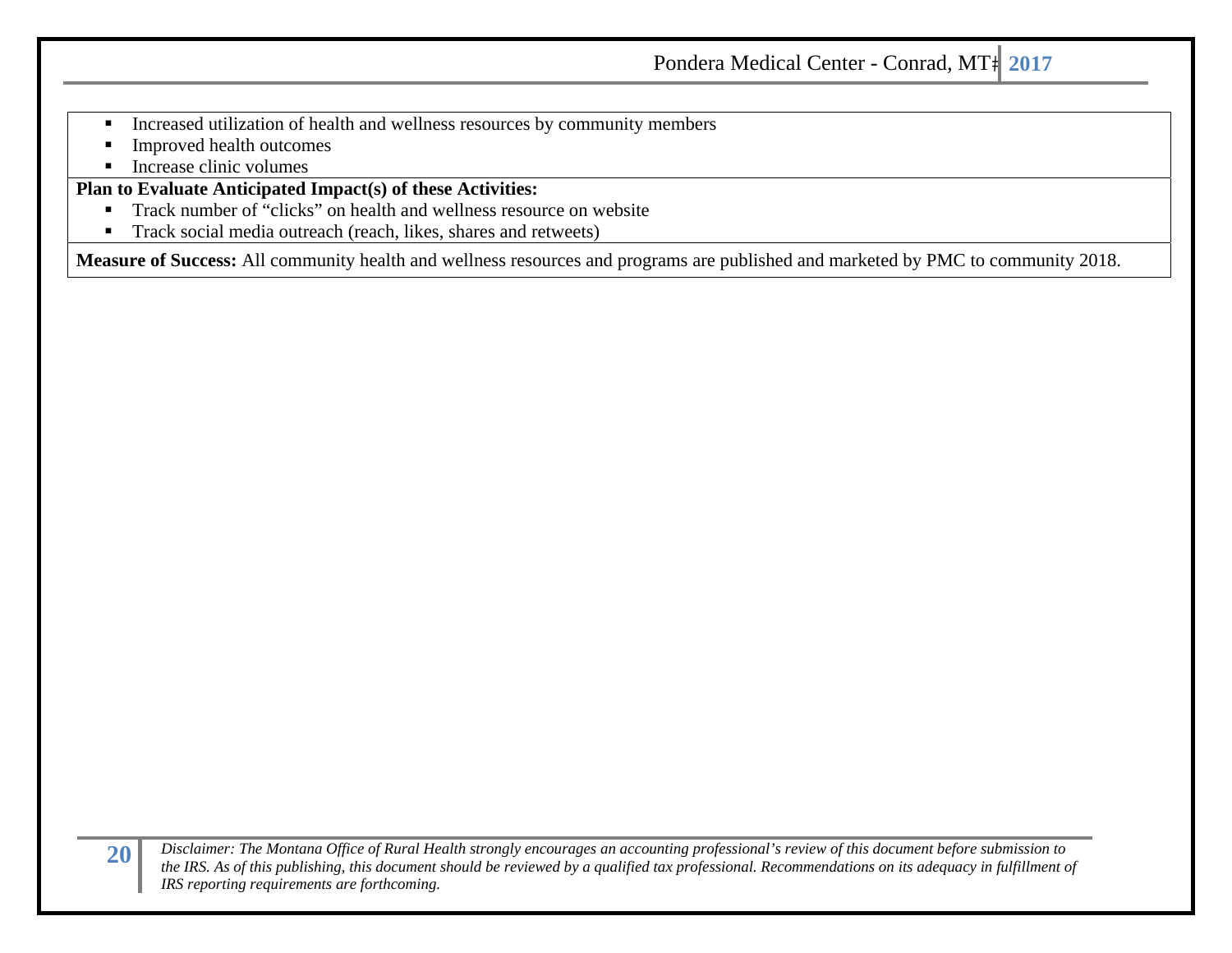- Increased utilization of health and wellness resources by community members
- Improved health outcomes
- Increase clinic volumes

**Plan to Evaluate Anticipated Impact(s) of these Activities:**

- Track number of "clicks" on health and wellness resource on website
- Track social media outreach (reach, likes, shares and retweets)

**Measure of Success:** All community health and wellness resources and programs are published and marketed by PMC to community 2018.

*Disclaimer: The Montana Office of Rural Health strongly encourages an accounting professional's review of this document before submission to the IRS. As of this publishing, this document should be reviewed by a qualified tax professional. Recommendations on its adequacy in fulfillment of IRS reporting requirements are forthcoming.*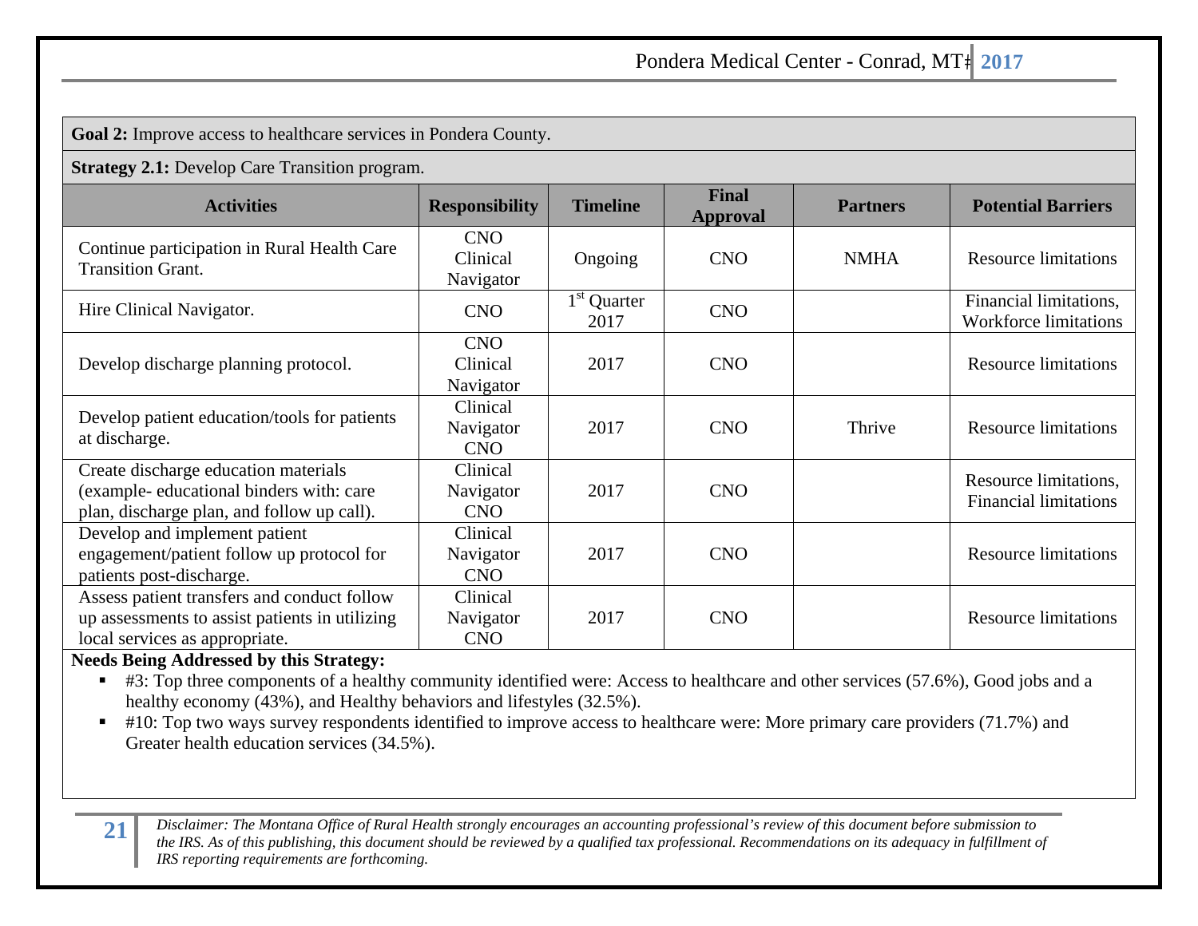**Goal 2:** Improve access to healthcare services in Pondera County.

**Strategy 2.1:** Develop Care Transition program.

| Activities | Responsibility | Timeline | Final Approval | Partners | Potential Barriers |
|---|---|---|---|---|---|
| Continue participation in Rural Health Care Transition Grant. | CNO Clinical Navigator | Ongoing | CNO | NMHA | Resource limitations |
| Hire Clinical Navigator. | CNO | 1st Quarter 2017 | CNO | | Financial limitations, Workforce limitations |
| Develop discharge planning protocol. | CNO Clinical Navigator | 2017 | CNO | | Resource limitations |
| Develop patient education/tools for patients at discharge. | Clinical Navigator CNO | 2017 | CNO | Thrive | Resource limitations |
| Create discharge education materials (example- educational binders with: care plan, discharge plan, and follow up call). | Clinical Navigator CNO | 2017 | CNO | | Resource limitations, Financial limitations |
| Develop and implement patient engagement/patient follow up protocol for patients post-discharge. | Clinical Navigator CNO | 2017 | CNO | | Resource limitations |
| Assess patient transfers and conduct follow up assessments to assist patients in utilizing local services as appropriate. | Clinical Navigator CNO | 2017 | CNO | | Resource limitations |

**Needs Being Addressed by this Strategy:**

- #3: Top three components of a healthy community identified were: Access to healthcare and other services (57.6%), Good jobs and a healthy economy (43%), and Healthy behaviors and lifestyles (32.5%).
- #10: Top two ways survey respondents identified to improve access to healthcare were: More primary care providers (71.7%) and Greater health education services (34.5%).

*Disclaimer: The Montana Office of Rural Health strongly encourages an accounting professional's review of this document before submission to the IRS. As of this publishing, this document should be reviewed by a qualified tax professional. Recommendations on its adequacy in fulfillment of IRS reporting requirements are forthcoming.*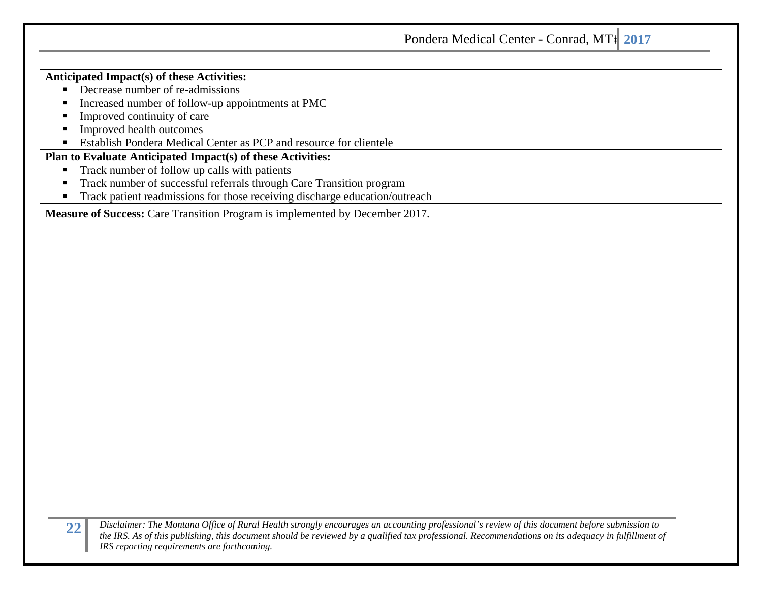**Anticipated Impact(s) of these Activities:**

- Decrease number of re-admissions
- Increased number of follow-up appointments at PMC
- Improved continuity of care
- Improved health outcomes
- Establish Pondera Medical Center as PCP and resource for clientele

**Plan to Evaluate Anticipated Impact(s) of these Activities:**

- Track number of follow up calls with patients
- Track number of successful referrals through Care Transition program
- Track patient readmissions for those receiving discharge education/outreach

**Measure of Success:** Care Transition Program is implemented by December 2017.

*Disclaimer: The Montana Office of Rural Health strongly encourages an accounting professional's review of this document before submission to the IRS. As of this publishing, this document should be reviewed by a qualified tax professional. Recommendations on its adequacy in fulfillment of IRS reporting requirements are forthcoming.*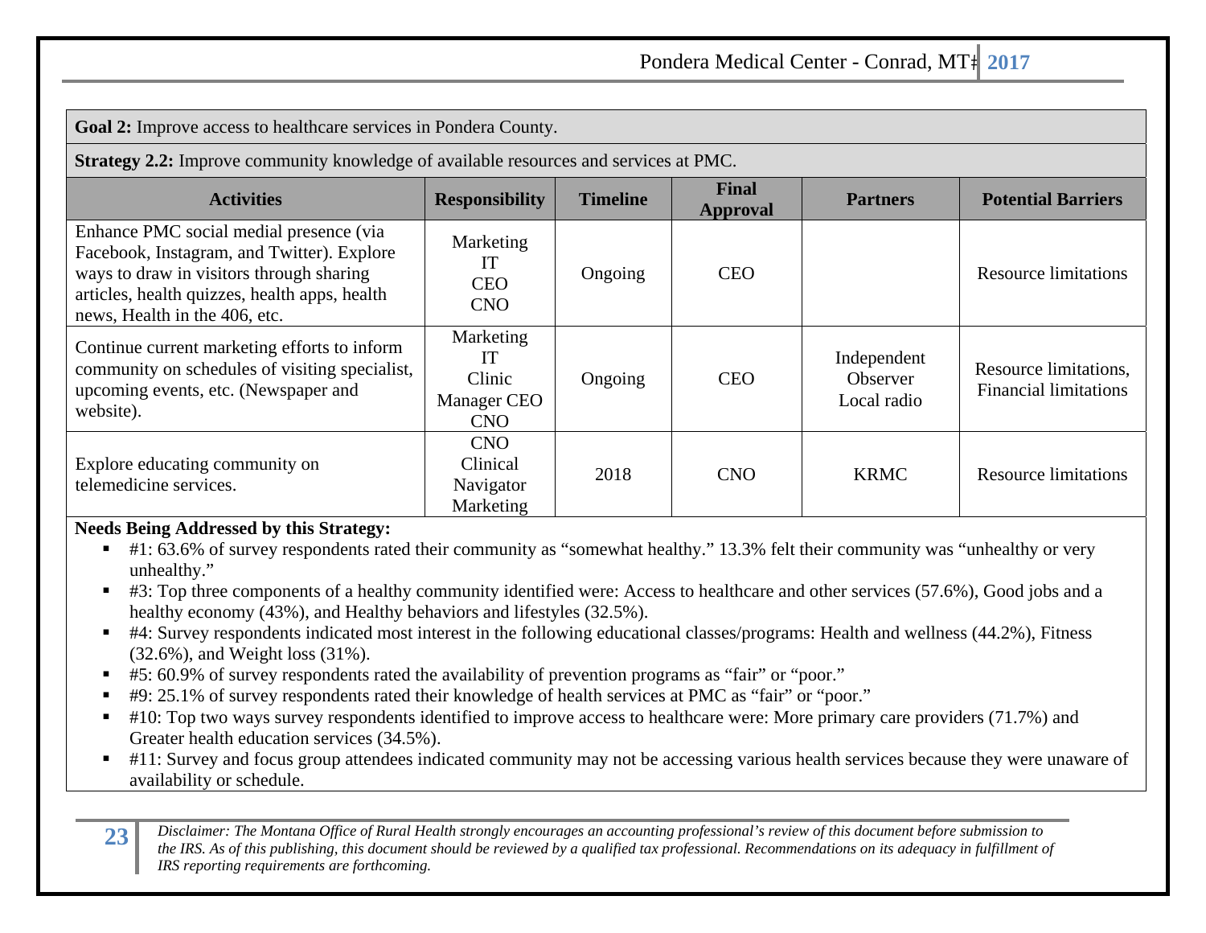**Goal 2:** Improve access to healthcare services in Pondera County.

**Strategy 2.2:** Improve community knowledge of available resources and services at PMC.

| Activities | Responsibility | Timeline | Final Approval | Partners | Potential Barriers |
|---|---|---|---|---|---|
| Enhance PMC social medial presence (via Facebook, Instagram, and Twitter). Explore ways to draw in visitors through sharing articles, health quizzes, health apps, health news, Health in the 406, etc. | Marketing IT CEO CNO | Ongoing | CEO | | Resource limitations |
| Continue current marketing efforts to inform community on schedules of visiting specialist, upcoming events, etc. (Newspaper and website). | Marketing IT Clinic Manager CEO CNO | Ongoing | CEO | Independent Observer Local radio | Resource limitations, Financial limitations |
| Explore educating community on telemedicine services. | CNO Clinical Navigator Marketing | 2018 | CNO | KRMC | Resource limitations |

**Needs Being Addressed by this Strategy:**

- #1: 63.6% of survey respondents rated their community as "somewhat healthy." 13.3% felt their community was "unhealthy or very unhealthy."
- #3: Top three components of a healthy community identified were: Access to healthcare and other services (57.6%), Good jobs and a healthy economy (43%), and Healthy behaviors and lifestyles (32.5%).
- #4: Survey respondents indicated most interest in the following educational classes/programs: Health and wellness (44.2%), Fitness (32.6%), and Weight loss (31%).
- #5: 60.9% of survey respondents rated the availability of prevention programs as "fair" or "poor."
- #9: 25.1% of survey respondents rated their knowledge of health services at PMC as "fair" or "poor."
- #10: Top two ways survey respondents identified to improve access to healthcare were: More primary care providers (71.7%) and Greater health education services (34.5%).
- #11: Survey and focus group attendees indicated community may not be accessing various health services because they were unaware of availability or schedule.

*Disclaimer: The Montana Office of Rural Health strongly encourages an accounting professional's review of this document before submission to the IRS. As of this publishing, this document should be reviewed by a qualified tax professional. Recommendations on its adequacy in fulfillment of IRS reporting requirements are forthcoming.*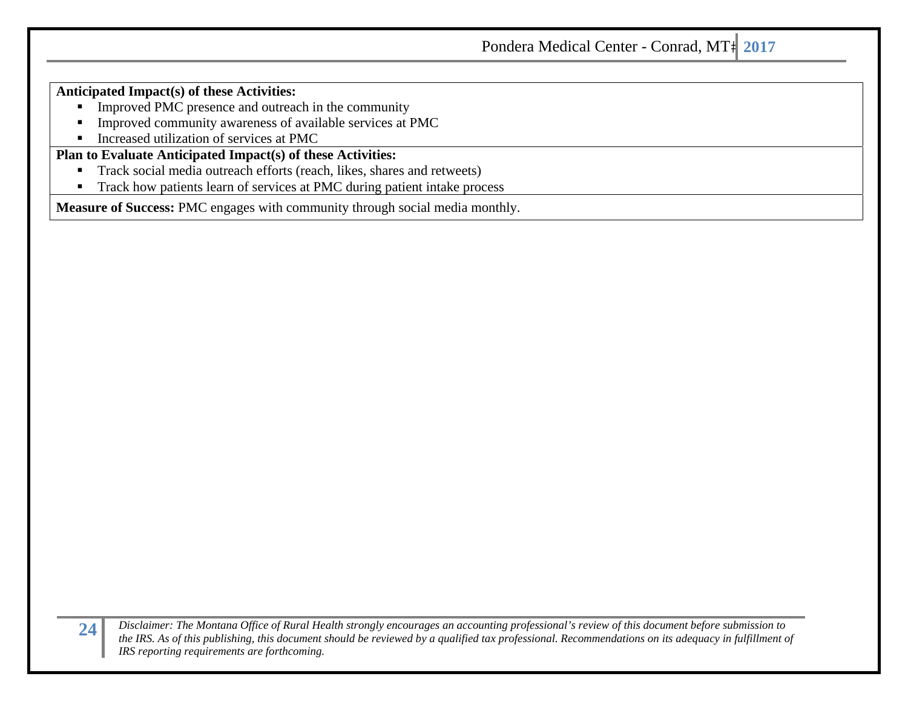**Anticipated Impact(s) of these Activities:**

- Improved PMC presence and outreach in the community
- Improved community awareness of available services at PMC
- Increased utilization of services at PMC

**Plan to Evaluate Anticipated Impact(s) of these Activities:**

- Track social media outreach efforts (reach, likes, shares and retweets)
- Track how patients learn of services at PMC during patient intake process

**Measure of Success:** PMC engages with community through social media monthly.

*Disclaimer: The Montana Office of Rural Health strongly encourages an accounting professional's review of this document before submission to the IRS. As of this publishing, this document should be reviewed by a qualified tax professional. Recommendations on its adequacy in fulfillment of IRS reporting requirements are forthcoming.*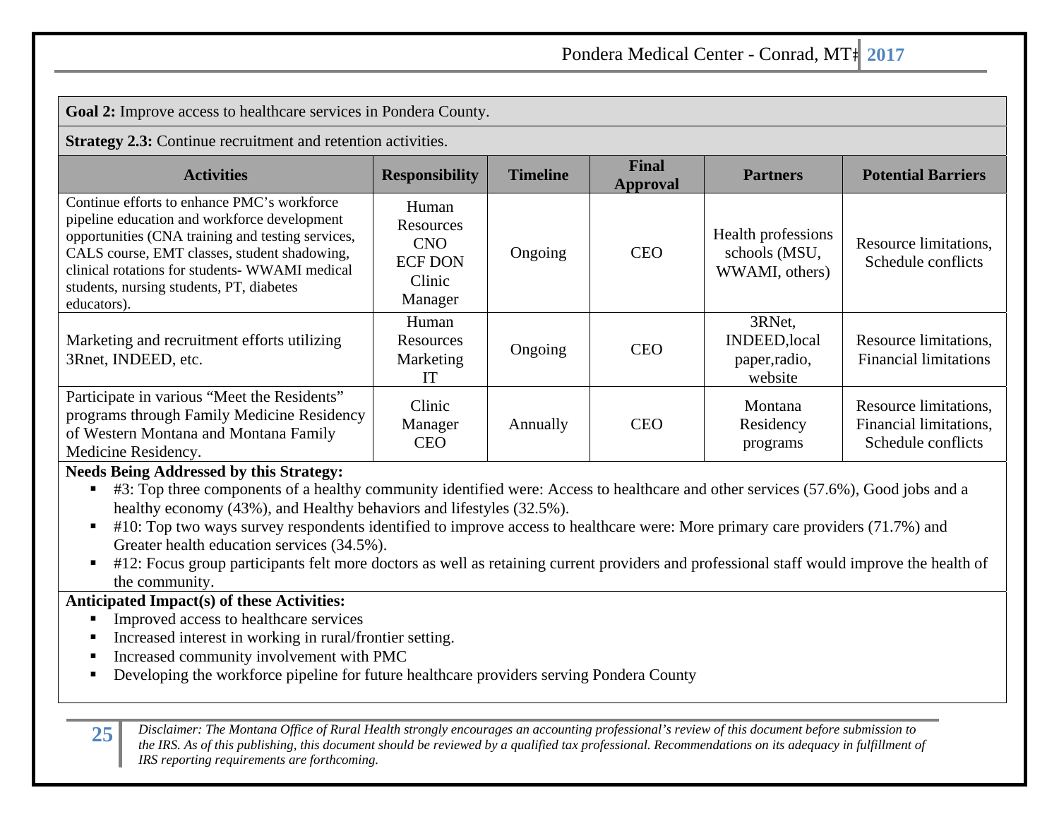**Goal 2:** Improve access to healthcare services in Pondera County.

**Strategy 2.3:** Continue recruitment and retention activities.

| Activities | Responsibility | Timeline | Final Approval | Partners | Potential Barriers |
|---|---|---|---|---|---|
| Continue efforts to enhance PMC's workforce pipeline education and workforce development opportunities (CNA training and testing services, CALS course, EMT classes, student shadowing, clinical rotations for students- WWAMI medical students, nursing students, PT, diabetes educators). | Human Resources CNO ECF DON Clinic Manager | Ongoing | CEO | Health professions schools (MSU, WWAMI, others) | Resource limitations, Schedule conflicts |
| Marketing and recruitment efforts utilizing 3Rnet, INDEED, etc. | Human Resources Marketing IT | Ongoing | CEO | 3RNet, INDEED,local paper,radio, website | Resource limitations, Financial limitations |
| Participate in various "Meet the Residents" programs through Family Medicine Residency of Western Montana and Montana Family Medicine Residency. | Clinic Manager CEO | Annually | CEO | Montana Residency programs | Resource limitations, Financial limitations, Schedule conflicts |

**Needs Being Addressed by this Strategy:**

- #3: Top three components of a healthy community identified were: Access to healthcare and other services (57.6%), Good jobs and a healthy economy (43%), and Healthy behaviors and lifestyles (32.5%).
- #10: Top two ways survey respondents identified to improve access to healthcare were: More primary care providers (71.7%) and Greater health education services (34.5%).
- #12: Focus group participants felt more doctors as well as retaining current providers and professional staff would improve the health of the community.

**Anticipated Impact(s) of these Activities:**

- Improved access to healthcare services
- Increased interest in working in rural/frontier setting.
- Increased community involvement with PMC
- Developing the workforce pipeline for future healthcare providers serving Pondera County

*Disclaimer: The Montana Office of Rural Health strongly encourages an accounting professional's review of this document before submission to the IRS. As of this publishing, this document should be reviewed by a qualified tax professional. Recommendations on its adequacy in fulfillment of IRS reporting requirements are forthcoming.*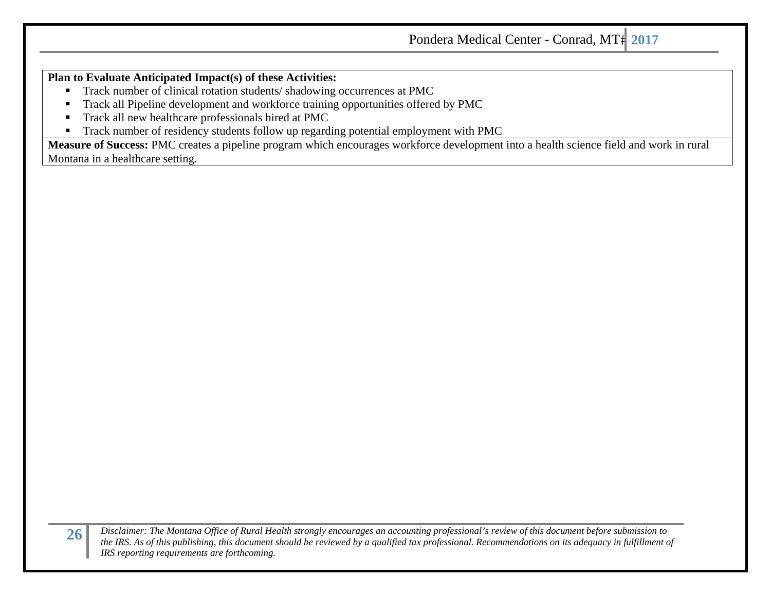**Plan to Evaluate Anticipated Impact(s) of these Activities:**

- Track number of clinical rotation students/ shadowing occurrences at PMC
- Track all Pipeline development and workforce training opportunities offered by PMC
- Track all new healthcare professionals hired at PMC
- Track number of residency students follow up regarding potential employment with PMC

**Measure of Success:** PMC creates a pipeline program which encourages workforce development into a health science field and work in rural Montana in a healthcare setting.

*Disclaimer: The Montana Office of Rural Health strongly encourages an accounting professional's review of this document before submission to the IRS. As of this publishing, this document should be reviewed by a qualified tax professional. Recommendations on its adequacy in fulfillment of IRS reporting requirements are forthcoming.*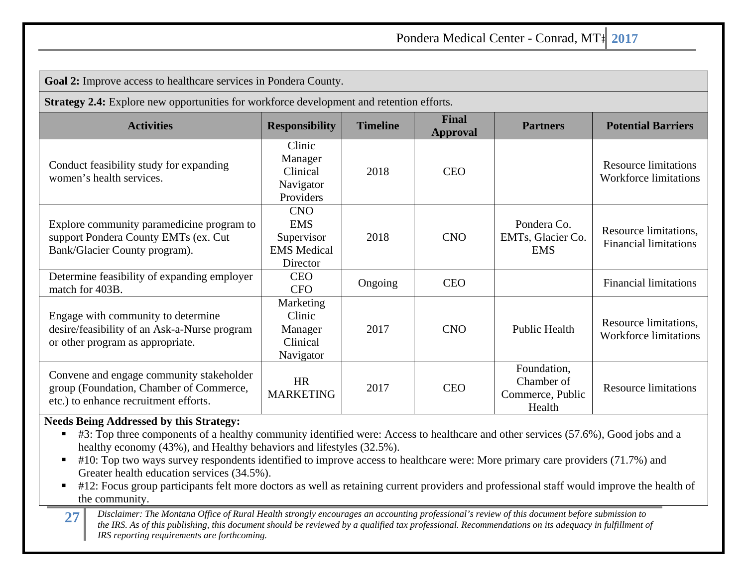**Goal 2:** Improve access to healthcare services in Pondera County.

**Strategy 2.4:** Explore new opportunities for workforce development and retention efforts.

| Activities | Responsibility | Timeline | Final Approval | Partners | Potential Barriers |
|---|---|---|---|---|---|
| Conduct feasibility study for expanding women's health services. | Clinic Manager<br>Clinical Navigator<br>Providers | 2018 | CEO | | Resource limitations<br>Workforce limitations |
| Explore community paramedicine program to support Pondera County EMTs (ex. Cut Bank/Glacier County program). | CNO<br>EMS Supervisor<br>EMS Medical Director | 2018 | CNO | Pondera Co. EMTs, Glacier Co. EMS | Resource limitations, Financial limitations |
| Determine feasibility of expanding employer match for 403B. | CEO<br>CFO | Ongoing | CEO | | Financial limitations |
| Engage with community to determine desire/feasibility of an Ask-a-Nurse program or other program as appropriate. | Marketing<br>Clinic Manager<br>Clinical Navigator | 2017 | CNO | Public Health | Resource limitations, Workforce limitations |
| Convene and engage community stakeholder group (Foundation, Chamber of Commerce, etc.) to enhance recruitment efforts. | HR<br>MARKETING | 2017 | CEO | Foundation, Chamber of Commerce, Public Health | Resource limitations |

**Needs Being Addressed by this Strategy:**

- #3: Top three components of a healthy community identified were: Access to healthcare and other services (57.6%), Good jobs and a healthy economy (43%), and Healthy behaviors and lifestyles (32.5%).
- #10: Top two ways survey respondents identified to improve access to healthcare were: More primary care providers (71.7%) and Greater health education services (34.5%).
- #12: Focus group participants felt more doctors as well as retaining current providers and professional staff would improve the health of the community.

*Disclaimer: The Montana Office of Rural Health strongly encourages an accounting professional's review of this document before submission to the IRS. As of this publishing, this document should be reviewed by a qualified tax professional. Recommendations on its adequacy in fulfillment of IRS reporting requirements are forthcoming.*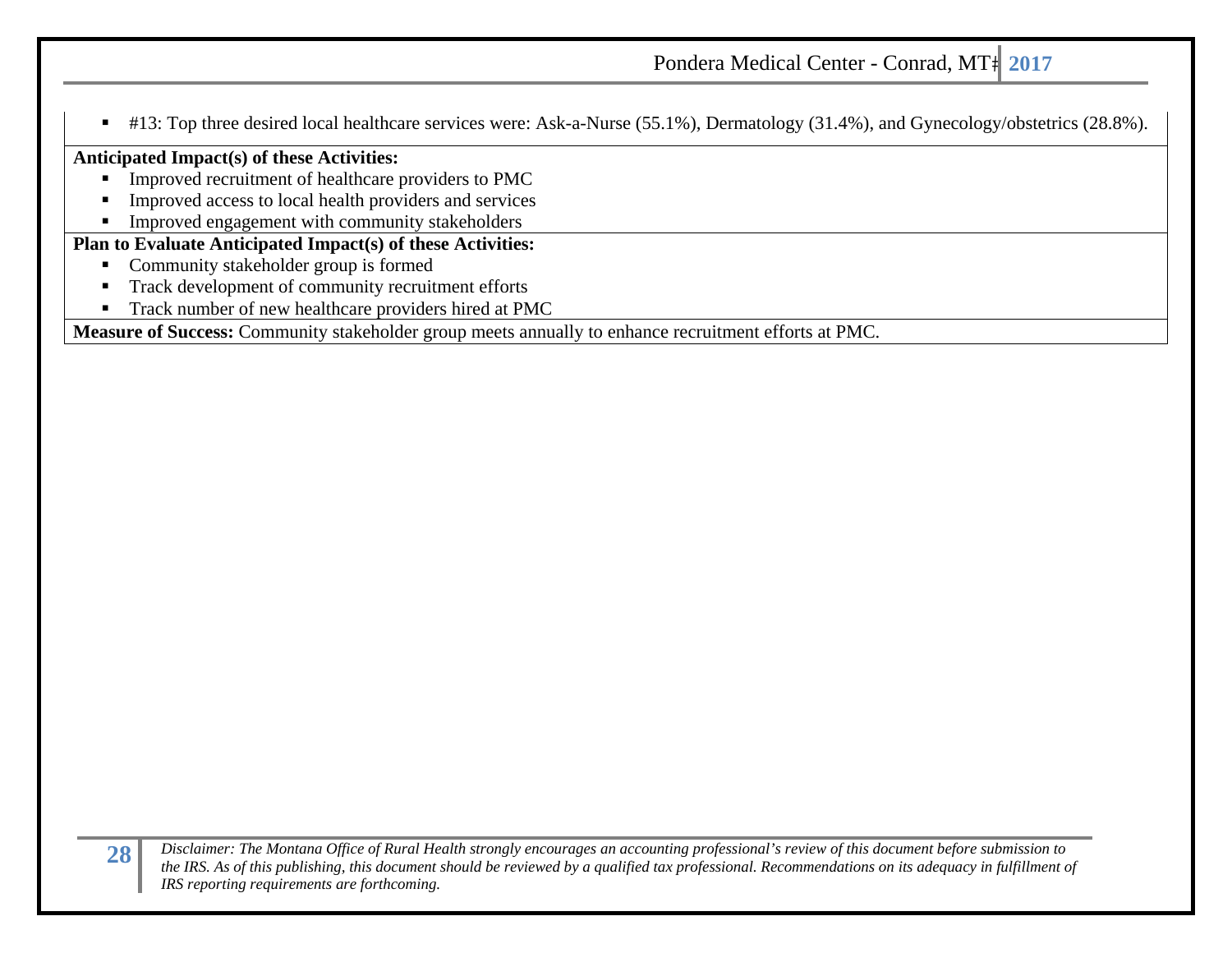- #13: Top three desired local healthcare services were: Ask-a-Nurse (55.1%), Dermatology (31.4%), and Gynecology/obstetrics (28.8%).

**Anticipated Impact(s) of these Activities:**

- Improved recruitment of healthcare providers to PMC
- Improved access to local health providers and services
- Improved engagement with community stakeholders

**Plan to Evaluate Anticipated Impact(s) of these Activities:**

- Community stakeholder group is formed
- Track development of community recruitment efforts
- Track number of new healthcare providers hired at PMC

**Measure of Success:** Community stakeholder group meets annually to enhance recruitment efforts at PMC.

*Disclaimer: The Montana Office of Rural Health strongly encourages an accounting professional's review of this document before submission to the IRS. As of this publishing, this document should be reviewed by a qualified tax professional. Recommendations on its adequacy in fulfillment of IRS reporting requirements are forthcoming.*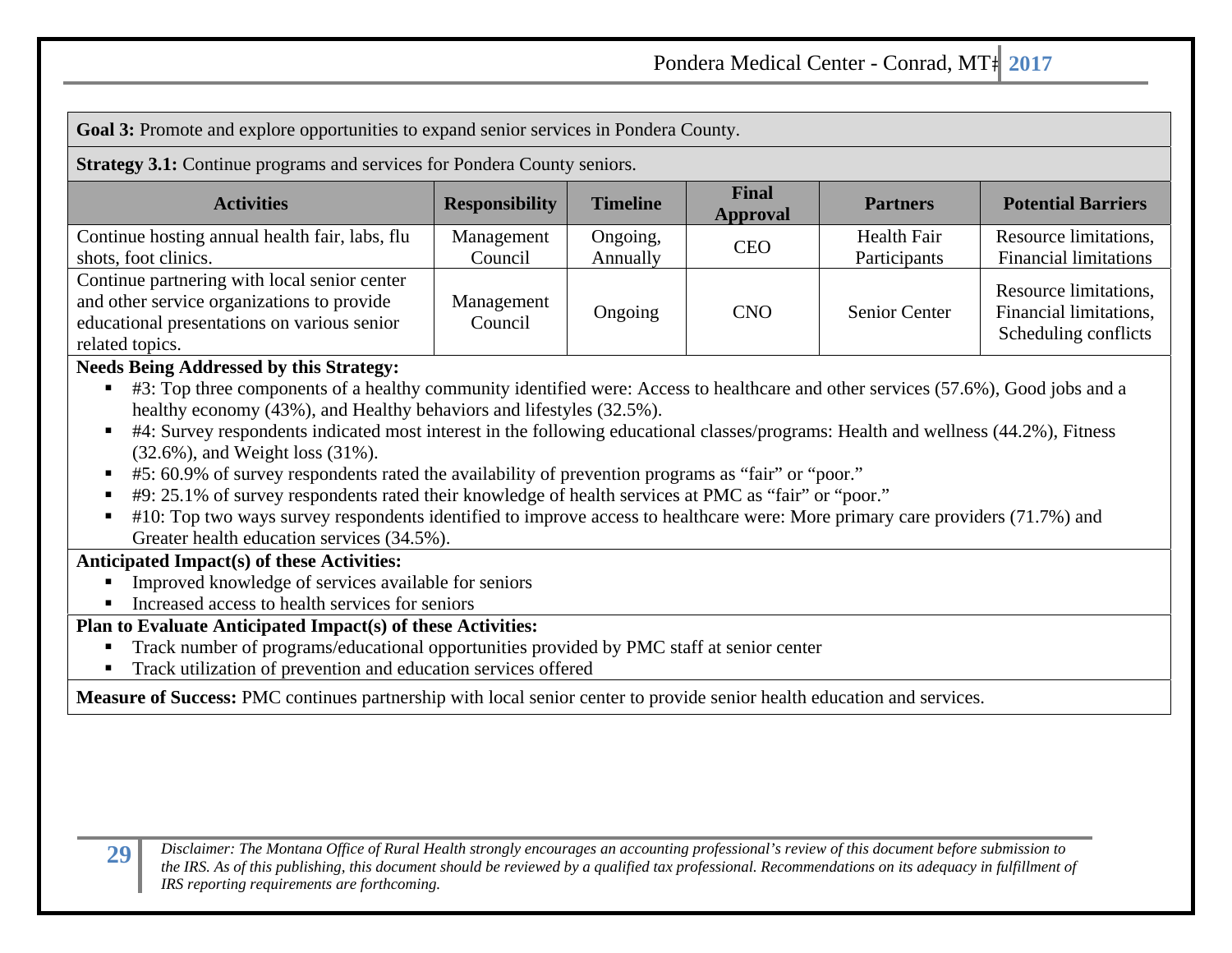**Goal 3:** Promote and explore opportunities to expand senior services in Pondera County.

**Strategy 3.1:** Continue programs and services for Pondera County seniors.

| Activities | Responsibility | Timeline | Final Approval | Partners | Potential Barriers |
|---|---|---|---|---|---|
| Continue hosting annual health fair, labs, flu shots, foot clinics. | Management Council | Ongoing, Annually | CEO | Health Fair Participants | Resource limitations, Financial limitations |
| Continue partnering with local senior center and other service organizations to provide educational presentations on various senior related topics. | Management Council | Ongoing | CNO | Senior Center | Resource limitations, Financial limitations, Scheduling conflicts |

**Needs Being Addressed by this Strategy:**

- #3: Top three components of a healthy community identified were: Access to healthcare and other services (57.6%), Good jobs and a healthy economy (43%), and Healthy behaviors and lifestyles (32.5%).
- #4: Survey respondents indicated most interest in the following educational classes/programs: Health and wellness (44.2%), Fitness (32.6%), and Weight loss (31%).
- #5: 60.9% of survey respondents rated the availability of prevention programs as "fair" or "poor."
- #9: 25.1% of survey respondents rated their knowledge of health services at PMC as "fair" or "poor."
- #10: Top two ways survey respondents identified to improve access to healthcare were: More primary care providers (71.7%) and Greater health education services (34.5%).

**Anticipated Impact(s) of these Activities:**

- Improved knowledge of services available for seniors
- Increased access to health services for seniors

**Plan to Evaluate Anticipated Impact(s) of these Activities:**

- Track number of programs/educational opportunities provided by PMC staff at senior center
- Track utilization of prevention and education services offered

**Measure of Success:** PMC continues partnership with local senior center to provide senior health education and services.

*Disclaimer: The Montana Office of Rural Health strongly encourages an accounting professional's review of this document before submission to the IRS. As of this publishing, this document should be reviewed by a qualified tax professional. Recommendations on its adequacy in fulfillment of IRS reporting requirements are forthcoming.*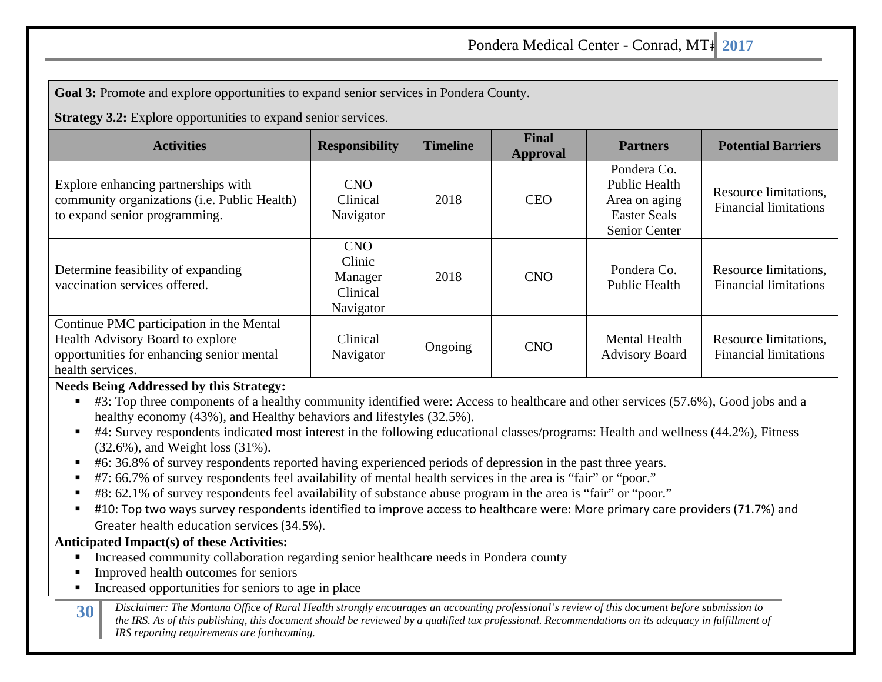**Goal 3:** Promote and explore opportunities to expand senior services in Pondera County.

**Strategy 3.2:** Explore opportunities to expand senior services.

| Activities | Responsibility | Timeline | Final Approval | Partners | Potential Barriers |
|---|---|---|---|---|---|
| Explore enhancing partnerships with community organizations (i.e. Public Health) to expand senior programming. | CNO<br>Clinical Navigator | 2018 | CEO | Pondera Co. Public Health<br>Area on aging<br>Easter Seals<br>Senior Center | Resource limitations, Financial limitations |
| Determine feasibility of expanding vaccination services offered. | CNO<br>Clinic Manager<br>Clinical Navigator | 2018 | CNO | Pondera Co. Public Health | Resource limitations, Financial limitations |
| Continue PMC participation in the Mental Health Advisory Board to explore opportunities for enhancing senior mental health services. | Clinical Navigator | Ongoing | CNO | Mental Health Advisory Board | Resource limitations, Financial limitations |

**Needs Being Addressed by this Strategy:**

- #3: Top three components of a healthy community identified were: Access to healthcare and other services (57.6%), Good jobs and a healthy economy (43%), and Healthy behaviors and lifestyles (32.5%).
- #4: Survey respondents indicated most interest in the following educational classes/programs: Health and wellness (44.2%), Fitness (32.6%), and Weight loss (31%).
- #6: 36.8% of survey respondents reported having experienced periods of depression in the past three years.
- #7: 66.7% of survey respondents feel availability of mental health services in the area is "fair" or "poor."
- #8: 62.1% of survey respondents feel availability of substance abuse program in the area is "fair" or "poor."
- #10: Top two ways survey respondents identified to improve access to healthcare were: More primary care providers (71.7%) and Greater health education services (34.5%).

**Anticipated Impact(s) of these Activities:**

- Increased community collaboration regarding senior healthcare needs in Pondera county
- Improved health outcomes for seniors
- Increased opportunities for seniors to age in place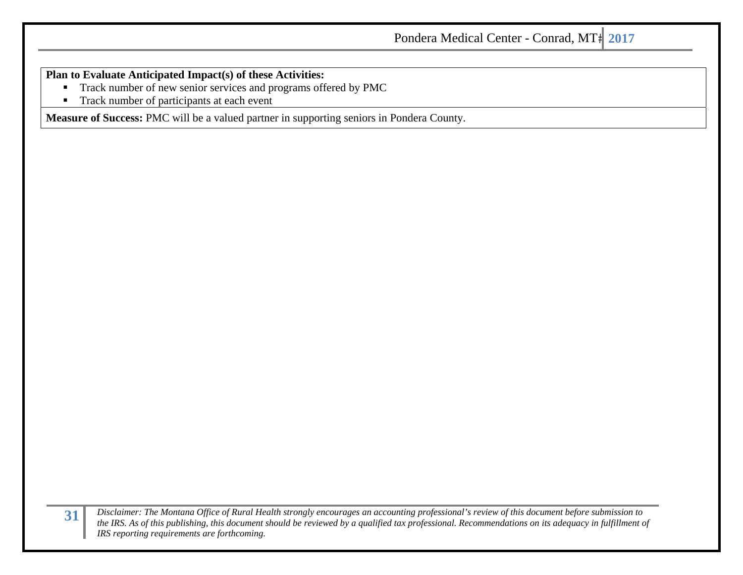**Plan to Evaluate Anticipated Impact(s) of these Activities:**

- Track number of new senior services and programs offered by PMC
- Track number of participants at each event

**Measure of Success:** PMC will be a valued partner in supporting seniors in Pondera County.

*Disclaimer: The Montana Office of Rural Health strongly encourages an accounting professional's review of this document before submission to the IRS. As of this publishing, this document should be reviewed by a qualified tax professional. Recommendations on its adequacy in fulfillment of IRS reporting requirements are forthcoming.*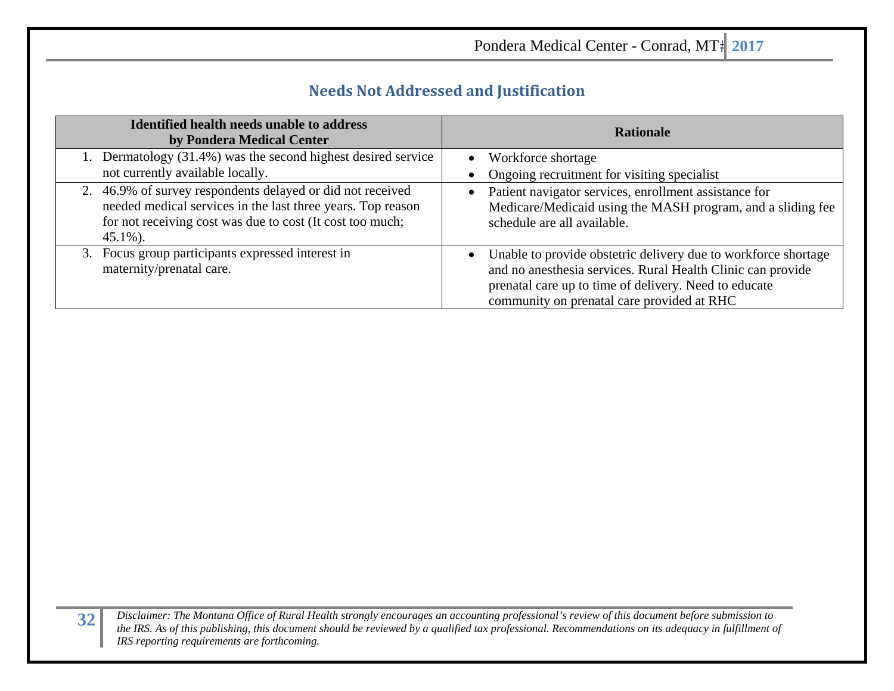## Needs Not Addressed and Justification

| Identified health needs unable to address by Pondera Medical Center | Rationale |
|---|---|
| 1. Dermatology (31.4%) was the second highest desired service not currently available locally. | • Workforce shortage<br>• Ongoing recruitment for visiting specialist |
| 2. 46.9% of survey respondents delayed or did not received needed medical services in the last three years. Top reason for not receiving cost was due to cost (It cost too much; 45.1%). | • Patient navigator services, enrollment assistance for Medicare/Medicaid using the MASH program, and a sliding fee schedule are all available. |
| 3. Focus group participants expressed interest in maternity/prenatal care. | • Unable to provide obstetric delivery due to workforce shortage and no anesthesia services. Rural Health Clinic can provide prenatal care up to time of delivery. Need to educate community on prenatal care provided at RHC |

*Disclaimer: The Montana Office of Rural Health strongly encourages an accounting professional's review of this document before submission to the IRS. As of this publishing, this document should be reviewed by a qualified tax professional. Recommendations on its adequacy in fulfillment of IRS reporting requirements are forthcoming.*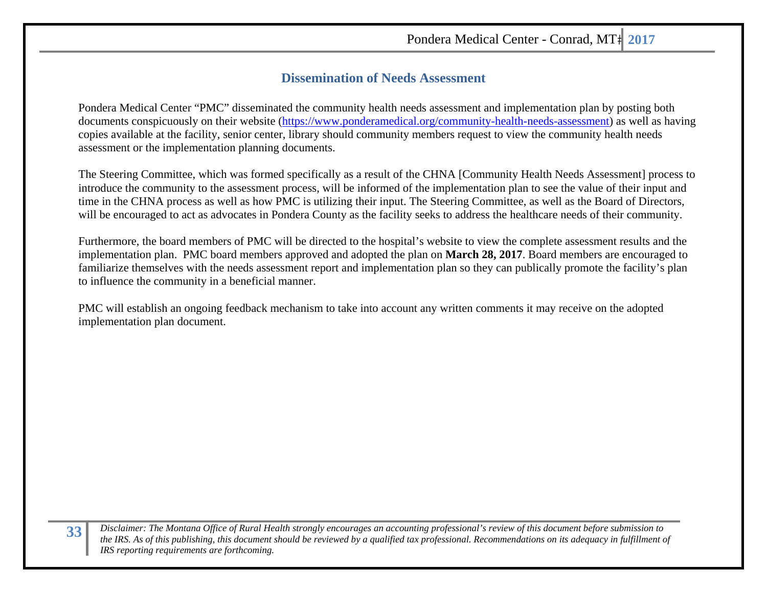## Dissemination of Needs Assessment

Pondera Medical Center "PMC" disseminated the community health needs assessment and implementation plan by posting both documents conspicuously on their website (https://www.ponderamedical.org/community-health-needs-assessment) as well as having copies available at the facility, senior center, library should community members request to view the community health needs assessment or the implementation planning documents.

The Steering Committee, which was formed specifically as a result of the CHNA [Community Health Needs Assessment] process to introduce the community to the assessment process, will be informed of the implementation plan to see the value of their input and time in the CHNA process as well as how PMC is utilizing their input. The Steering Committee, as well as the Board of Directors, will be encouraged to act as advocates in Pondera County as the facility seeks to address the healthcare needs of their community.

Furthermore, the board members of PMC will be directed to the hospital's website to view the complete assessment results and the implementation plan. PMC board members approved and adopted the plan on **March 28, 2017**. Board members are encouraged to familiarize themselves with the needs assessment report and implementation plan so they can publically promote the facility's plan to influence the community in a beneficial manner.

PMC will establish an ongoing feedback mechanism to take into account any written comments it may receive on the adopted implementation plan document.

*Disclaimer: The Montana Office of Rural Health strongly encourages an accounting professional's review of this document before submission to the IRS. As of this publishing, this document should be reviewed by a qualified tax professional. Recommendations on its adequacy in fulfillment of IRS reporting requirements are forthcoming.*